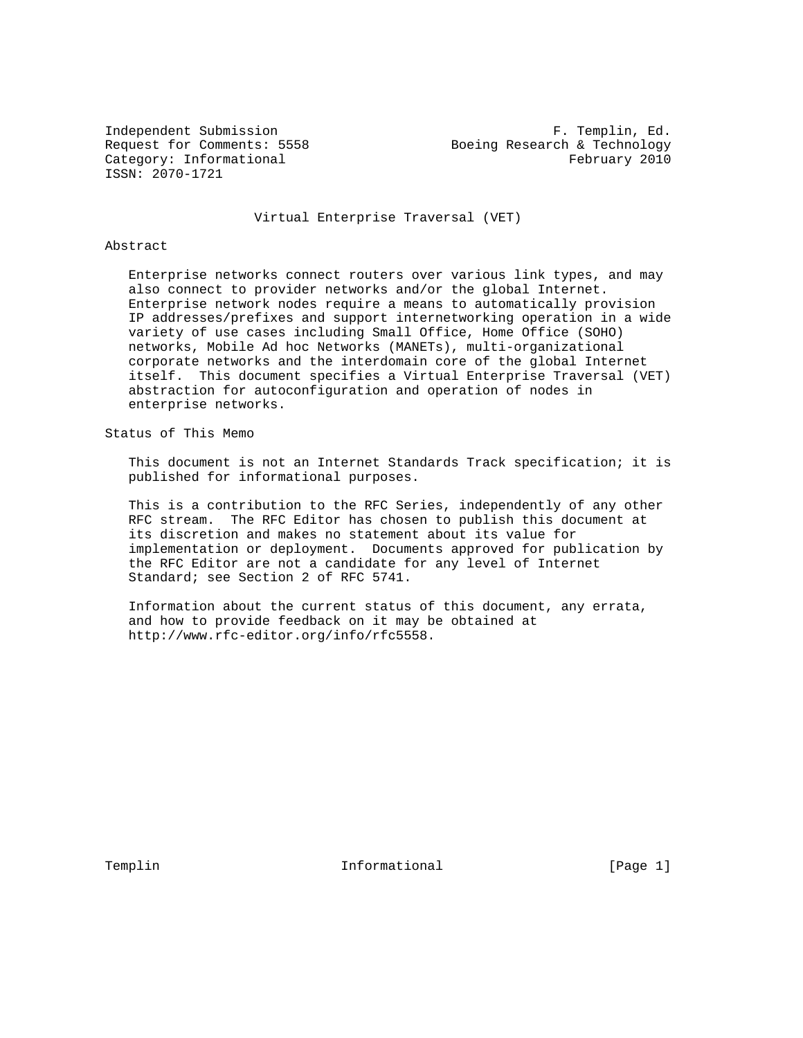Independent Submission F. Templin, Ed.
Request for Comments: 5558 Boeing Research & Technology
Category: Informational February 2010
ISSN: 2070-1721

# Virtual Enterprise Traversal (VET)

## Abstract

Enterprise networks connect routers over various link types, and may also connect to provider networks and/or the global Internet. Enterprise network nodes require a means to automatically provision IP addresses/prefixes and support internetworking operation in a wide variety of use cases including Small Office, Home Office (SOHO) networks, Mobile Ad hoc Networks (MANETs), multi-organizational corporate networks and the interdomain core of the global Internet itself. This document specifies a Virtual Enterprise Traversal (VET) abstraction for autoconfiguration and operation of nodes in enterprise networks.

## Status of This Memo

This document is not an Internet Standards Track specification; it is published for informational purposes.

This is a contribution to the RFC Series, independently of any other RFC stream. The RFC Editor has chosen to publish this document at its discretion and makes no statement about its value for implementation or deployment. Documents approved for publication by the RFC Editor are not a candidate for any level of Internet Standard; see Section 2 of RFC 5741.

Information about the current status of this document, any errata, and how to provide feedback on it may be obtained at http://www.rfc-editor.org/info/rfc5558.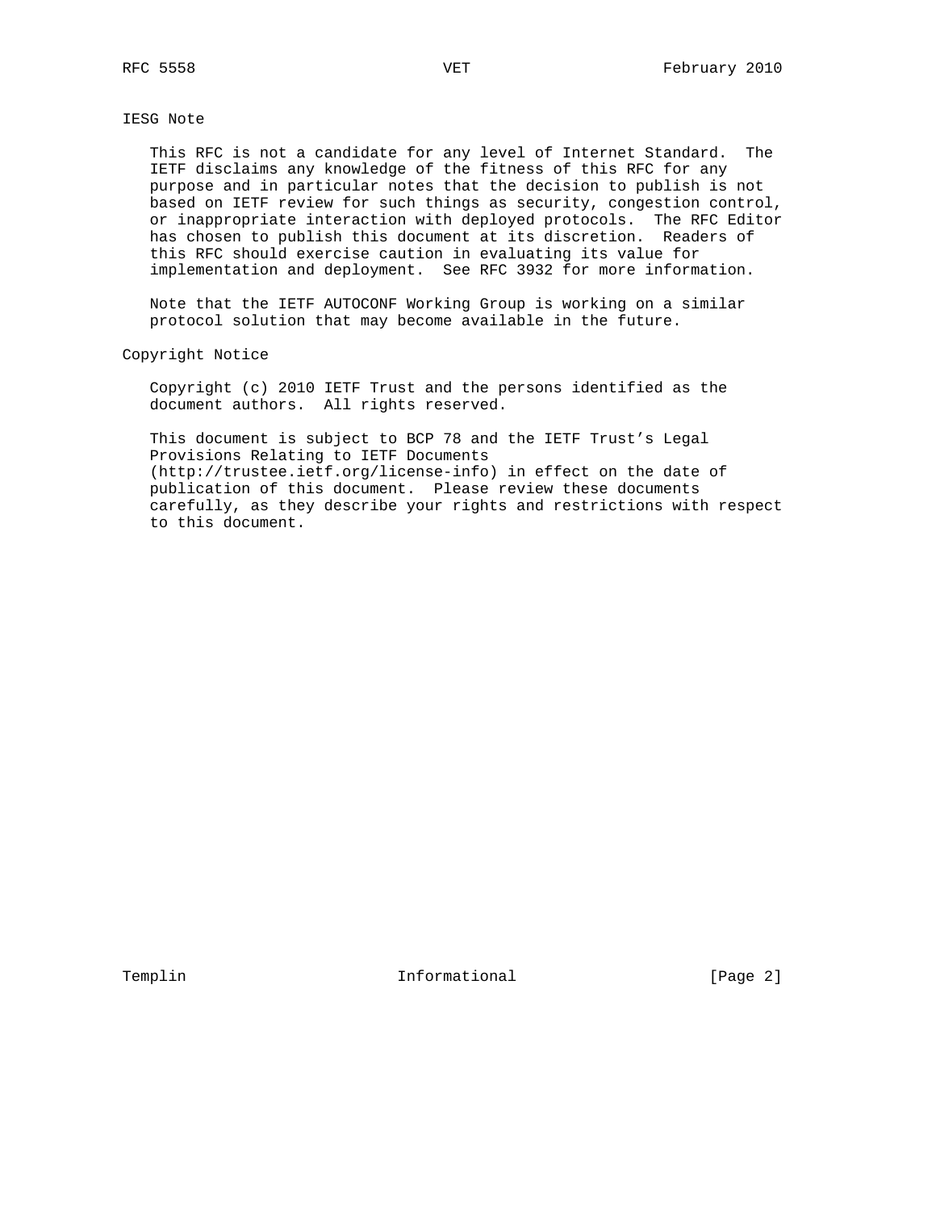## IESG Note

This RFC is not a candidate for any level of Internet Standard. The IETF disclaims any knowledge of the fitness of this RFC for any purpose and in particular notes that the decision to publish is not based on IETF review for such things as security, congestion control, or inappropriate interaction with deployed protocols. The RFC Editor has chosen to publish this document at its discretion. Readers of this RFC should exercise caution in evaluating its value for implementation and deployment. See RFC 3932 for more information.

Note that the IETF AUTOCONF Working Group is working on a similar protocol solution that may become available in the future.

## Copyright Notice

Copyright (c) 2010 IETF Trust and the persons identified as the document authors. All rights reserved.

This document is subject to BCP 78 and the IETF Trust's Legal Provisions Relating to IETF Documents (http://trustee.ietf.org/license-info) in effect on the date of publication of this document. Please review these documents carefully, as they describe your rights and restrictions with respect to this document.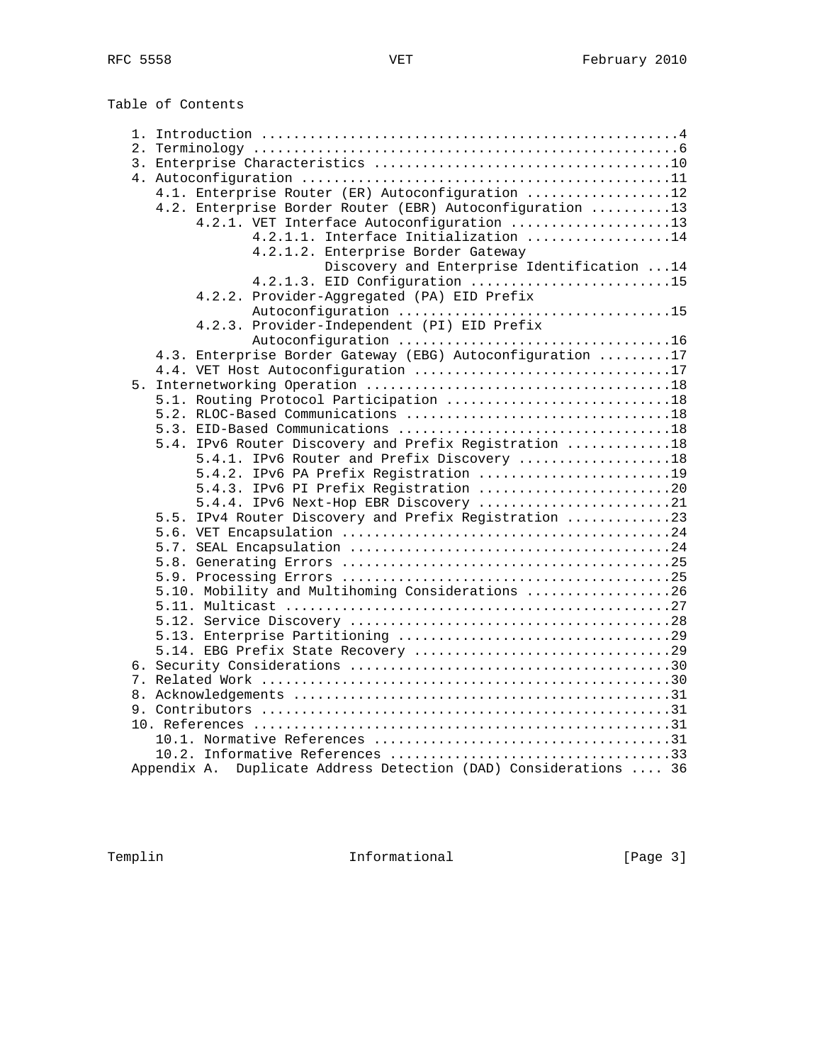Table of Contents

```
   1. Introduction ....................................................4
   2. Terminology .....................................................6
   3. Enterprise Characteristics .....................................10
   4. Autoconfiguration ..............................................11
      4.1. Enterprise Router (ER) Autoconfiguration ..................12
      4.2. Enterprise Border Router (EBR) Autoconfiguration ..........13
           4.2.1. VET Interface Autoconfiguration ....................13
                  4.2.1.1. Interface Initialization ..................14
                  4.2.1.2. Enterprise Border Gateway
                           Discovery and Enterprise Identification ...14
                  4.2.1.3. EID Configuration .........................15
           4.2.2. Provider-Aggregated (PA) EID Prefix
                  Autoconfiguration ..................................15
           4.2.3. Provider-Independent (PI) EID Prefix
                  Autoconfiguration ..................................16
      4.3. Enterprise Border Gateway (EBG) Autoconfiguration .........17
      4.4. VET Host Autoconfiguration ................................17
   5. Internetworking Operation ......................................18
      5.1. Routing Protocol Participation ............................18
      5.2. RLOC-Based Communications .................................18
      5.3. EID-Based Communications ..................................18
      5.4. IPv6 Router Discovery and Prefix Registration .............18
           5.4.1. IPv6 Router and Prefix Discovery ...................18
           5.4.2. IPv6 PA Prefix Registration ........................19
           5.4.3. IPv6 PI Prefix Registration ........................20
           5.4.4. IPv6 Next-Hop EBR Discovery ........................21
      5.5. IPv4 Router Discovery and Prefix Registration .............23
      5.6. VET Encapsulation .........................................24
      5.7. SEAL Encapsulation ........................................24
      5.8. Generating Errors .........................................25
      5.9. Processing Errors .........................................25
      5.10. Mobility and Multihoming Considerations ..................26
      5.11. Multicast ................................................27
      5.12. Service Discovery ........................................28
      5.13. Enterprise Partitioning ..................................29
      5.14. EBG Prefix State Recovery ................................29
   6. Security Considerations ........................................30
   7. Related Work ...................................................30
   8. Acknowledgements ...............................................31
   9. Contributors ...................................................31
   10. References ....................................................31
      10.1. Normative References .....................................31
      10.2. Informative References ...................................33
   Appendix A.  Duplicate Address Detection (DAD) Considerations .... 36
```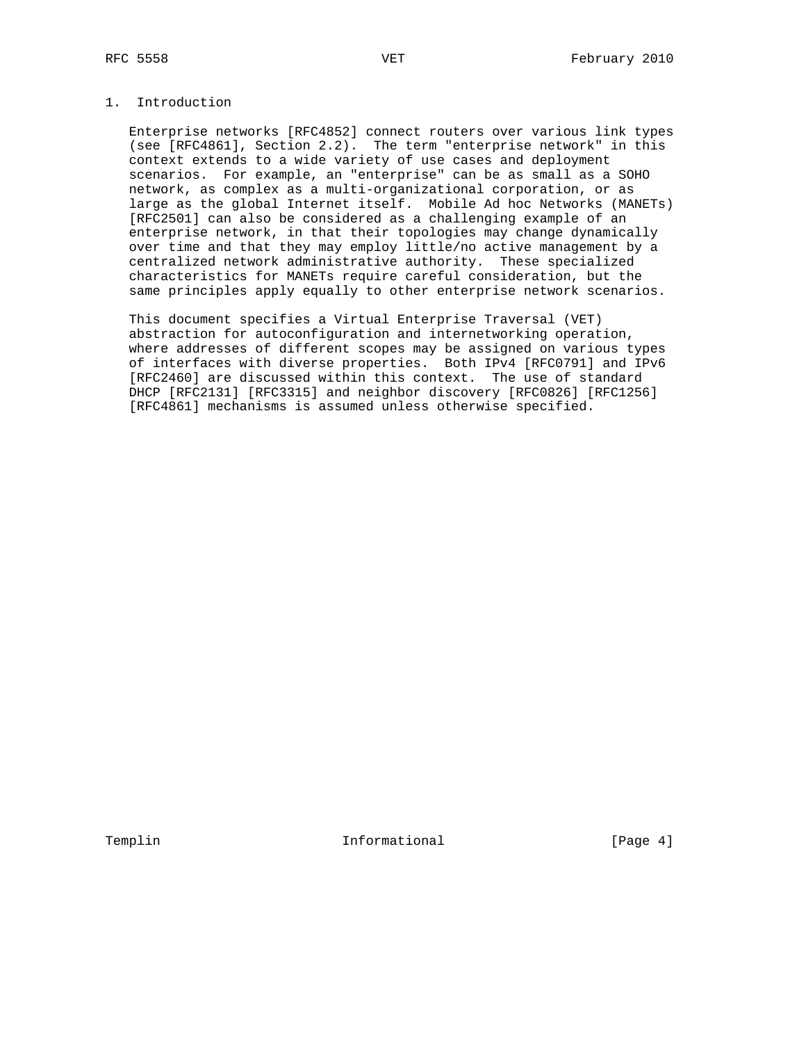# 1. Introduction

Enterprise networks [RFC4852] connect routers over various link types (see [RFC4861], Section 2.2). The term "enterprise network" in this context extends to a wide variety of use cases and deployment scenarios. For example, an "enterprise" can be as small as a SOHO network, as complex as a multi-organizational corporation, or as large as the global Internet itself. Mobile Ad hoc Networks (MANETs) [RFC2501] can also be considered as a challenging example of an enterprise network, in that their topologies may change dynamically over time and that they may employ little/no active management by a centralized network administrative authority. These specialized characteristics for MANETs require careful consideration, but the same principles apply equally to other enterprise network scenarios.

This document specifies a Virtual Enterprise Traversal (VET) abstraction for autoconfiguration and internetworking operation, where addresses of different scopes may be assigned on various types of interfaces with diverse properties. Both IPv4 [RFC0791] and IPv6 [RFC2460] are discussed within this context. The use of standard DHCP [RFC2131] [RFC3315] and neighbor discovery [RFC0826] [RFC1256] [RFC4861] mechanisms is assumed unless otherwise specified.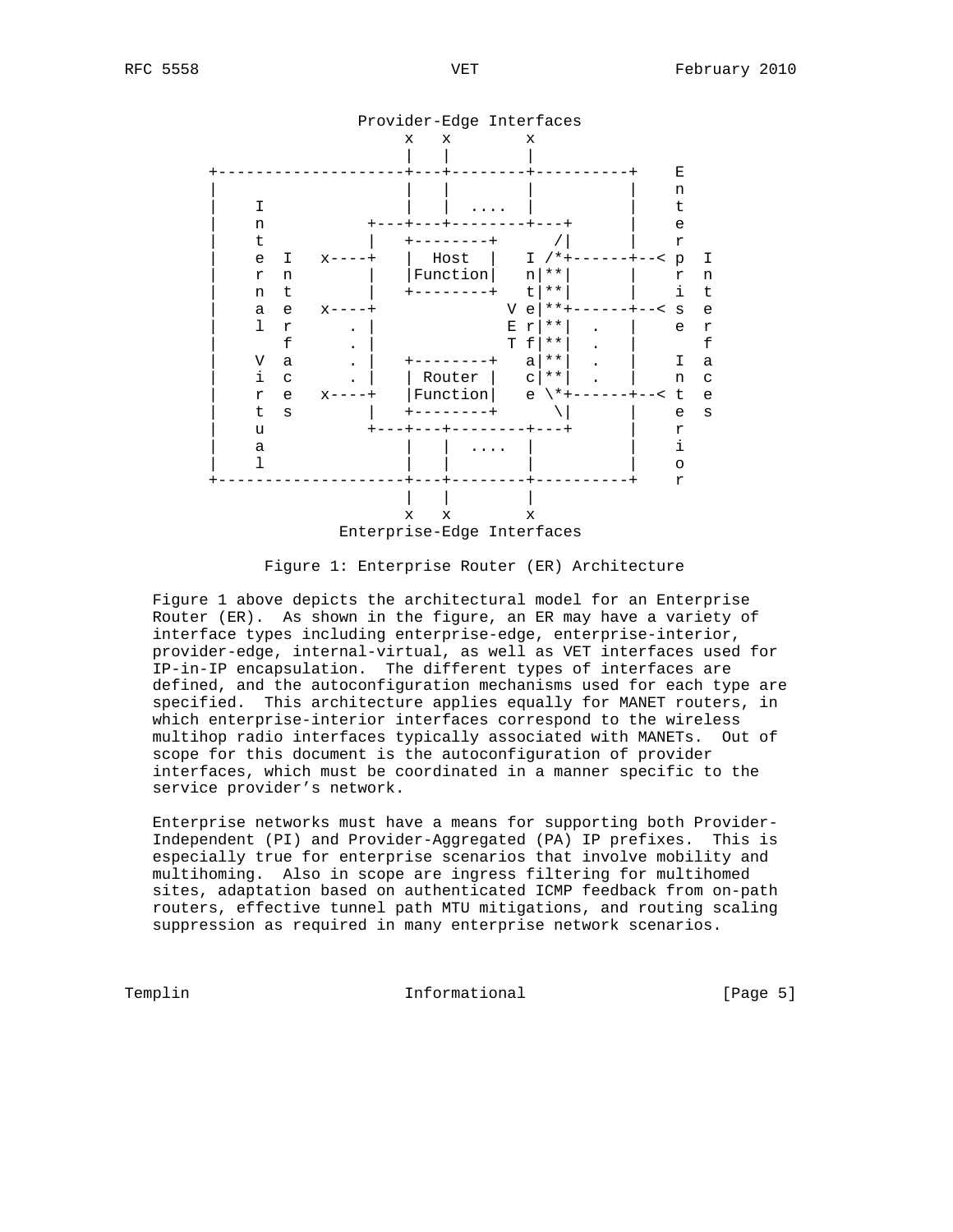```
                         Provider-Edge Interfaces
                            x   x        x
                            |   |        |
        +--------------------+---+--------+----------+    E
        |                    |   |        |          |    n
        |    I               |   |  ....  |          |    t
        |    n           +---+---+--------+---+      |    e
        |    t           |   +--------+      /|      |    r
        |    e  I   x----+   |  Host  |   I /*+------+--< p  I
        |    r  n        |   |Function|   n|**|      |    r  n
        |    n  t        |   +--------+   t|**|      |    i  t
        |    a  e   x----+              V e|**+------+--< s  e
        |    l  r      . |              E r|**|  .   |    e  r
        |       f      . |              T f|**|  .   |       f
        |    V  a      . |   +--------+   a|**|  .   |    I  a
        |    i  c      . |   | Router |   c|**|  .   |    n  c
        |    r  e   x----+   |Function|   e \*+------+--< t  e
        |    t  s        |   +--------+      \|      |    e  s
        |    u           +---+---+--------+---+      |    r
        |    a               |   |  ....  |          |    i
        |    l               |   |        |          |    o
        +--------------------+---+--------+----------+    r
                            |   |        |
                            x   x        x
                         Enterprise-Edge Interfaces
```

Figure 1: Enterprise Router (ER) Architecture

Figure 1 above depicts the architectural model for an Enterprise Router (ER). As shown in the figure, an ER may have a variety of interface types including enterprise-edge, enterprise-interior, provider-edge, internal-virtual, as well as VET interfaces used for IP-in-IP encapsulation. The different types of interfaces are defined, and the autoconfiguration mechanisms used for each type are specified. This architecture applies equally for MANET routers, in which enterprise-interior interfaces correspond to the wireless multihop radio interfaces typically associated with MANETs. Out of scope for this document is the autoconfiguration of provider interfaces, which must be coordinated in a manner specific to the service provider's network.

Enterprise networks must have a means for supporting both Provider-Independent (PI) and Provider-Aggregated (PA) IP prefixes. This is especially true for enterprise scenarios that involve mobility and multihoming. Also in scope are ingress filtering for multihomed sites, adaptation based on authenticated ICMP feedback from on-path routers, effective tunnel path MTU mitigations, and routing scaling suppression as required in many enterprise network scenarios.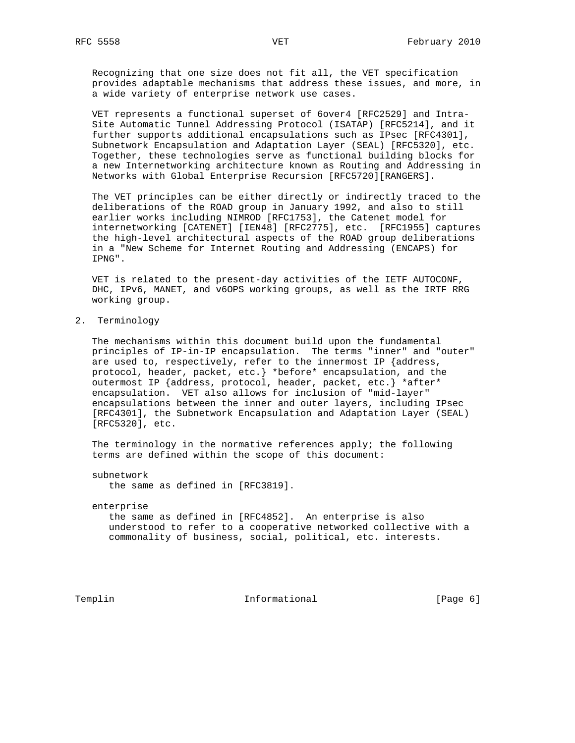Recognizing that one size does not fit all, the VET specification provides adaptable mechanisms that address these issues, and more, in a wide variety of enterprise network use cases.

VET represents a functional superset of 6over4 [RFC2529] and Intra-Site Automatic Tunnel Addressing Protocol (ISATAP) [RFC5214], and it further supports additional encapsulations such as IPsec [RFC4301], Subnetwork Encapsulation and Adaptation Layer (SEAL) [RFC5320], etc. Together, these technologies serve as functional building blocks for a new Internetworking architecture known as Routing and Addressing in Networks with Global Enterprise Recursion [RFC5720][RANGERS].

The VET principles can be either directly or indirectly traced to the deliberations of the ROAD group in January 1992, and also to still earlier works including NIMROD [RFC1753], the Catenet model for internetworking [CATENET] [IEN48] [RFC2775], etc. [RFC1955] captures the high-level architectural aspects of the ROAD group deliberations in a "New Scheme for Internet Routing and Addressing (ENCAPS) for IPNG".

VET is related to the present-day activities of the IETF AUTOCONF, DHC, IPv6, MANET, and v6OPS working groups, as well as the IRTF RRG working group.

## 2. Terminology

The mechanisms within this document build upon the fundamental principles of IP-in-IP encapsulation. The terms "inner" and "outer" are used to, respectively, refer to the innermost IP {address, protocol, header, packet, etc.} *before* encapsulation, and the outermost IP {address, protocol, header, packet, etc.} *after* encapsulation. VET also allows for inclusion of "mid-layer" encapsulations between the inner and outer layers, including IPsec [RFC4301], the Subnetwork Encapsulation and Adaptation Layer (SEAL) [RFC5320], etc.

The terminology in the normative references apply; the following terms are defined within the scope of this document:

subnetwork
   the same as defined in [RFC3819].

enterprise
   the same as defined in [RFC4852]. An enterprise is also understood to refer to a cooperative networked collective with a commonality of business, social, political, etc. interests.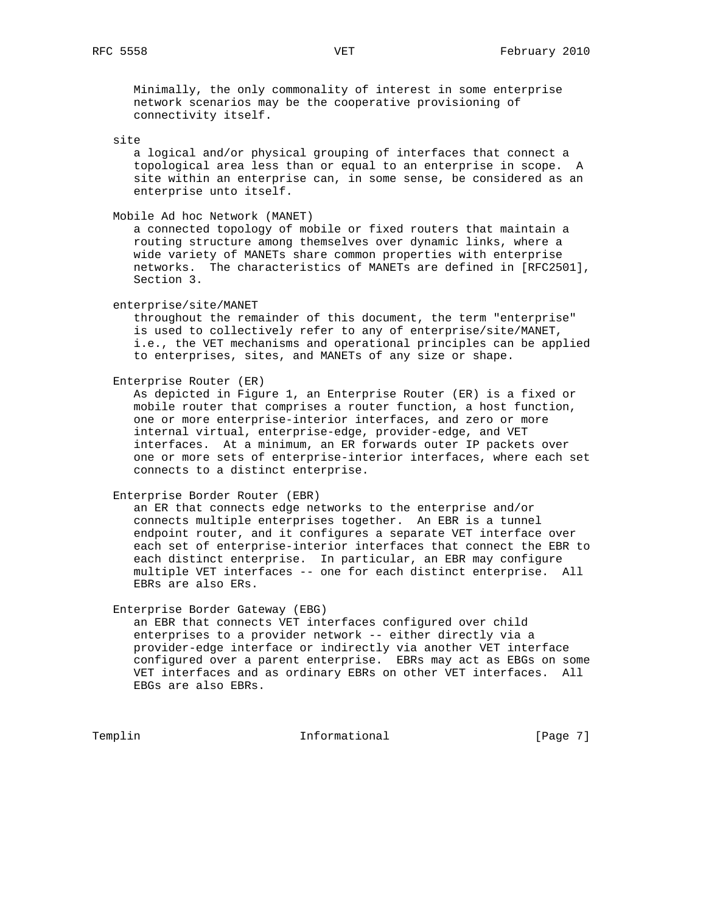Minimally, the only commonality of interest in some enterprise network scenarios may be the cooperative provisioning of connectivity itself.

site

a logical and/or physical grouping of interfaces that connect a topological area less than or equal to an enterprise in scope. A site within an enterprise can, in some sense, be considered as an enterprise unto itself.

Mobile Ad hoc Network (MANET)

a connected topology of mobile or fixed routers that maintain a routing structure among themselves over dynamic links, where a wide variety of MANETs share common properties with enterprise networks. The characteristics of MANETs are defined in [RFC2501], Section 3.

enterprise/site/MANET

throughout the remainder of this document, the term "enterprise" is used to collectively refer to any of enterprise/site/MANET, i.e., the VET mechanisms and operational principles can be applied to enterprises, sites, and MANETs of any size or shape.

Enterprise Router (ER)

As depicted in Figure 1, an Enterprise Router (ER) is a fixed or mobile router that comprises a router function, a host function, one or more enterprise-interior interfaces, and zero or more internal virtual, enterprise-edge, provider-edge, and VET interfaces. At a minimum, an ER forwards outer IP packets over one or more sets of enterprise-interior interfaces, where each set connects to a distinct enterprise.

Enterprise Border Router (EBR)

an ER that connects edge networks to the enterprise and/or connects multiple enterprises together. An EBR is a tunnel endpoint router, and it configures a separate VET interface over each set of enterprise-interior interfaces that connect the EBR to each distinct enterprise. In particular, an EBR may configure multiple VET interfaces -- one for each distinct enterprise. All EBRs are also ERs.

Enterprise Border Gateway (EBG)

an EBR that connects VET interfaces configured over child enterprises to a provider network -- either directly via a provider-edge interface or indirectly via another VET interface configured over a parent enterprise. EBRs may act as EBGs on some VET interfaces and as ordinary EBRs on other VET interfaces. All EBGs are also EBRs.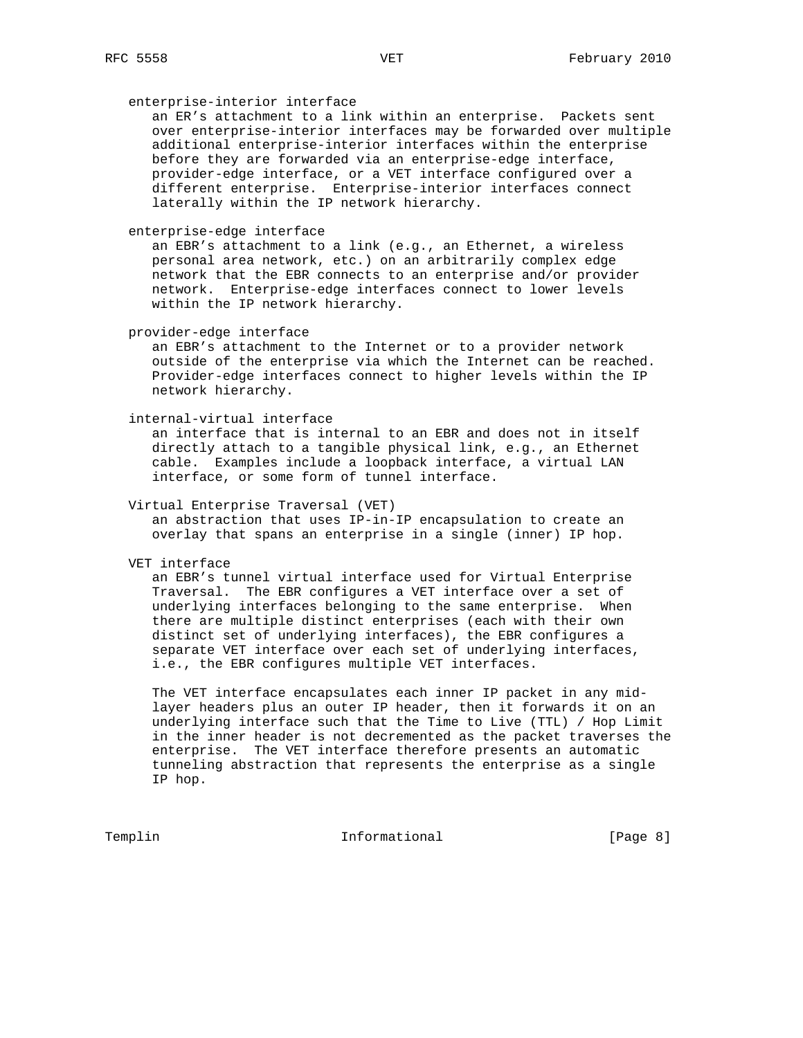enterprise-interior interface

an ER's attachment to a link within an enterprise. Packets sent over enterprise-interior interfaces may be forwarded over multiple additional enterprise-interior interfaces within the enterprise before they are forwarded via an enterprise-edge interface, provider-edge interface, or a VET interface configured over a different enterprise. Enterprise-interior interfaces connect laterally within the IP network hierarchy.

enterprise-edge interface

an EBR's attachment to a link (e.g., an Ethernet, a wireless personal area network, etc.) on an arbitrarily complex edge network that the EBR connects to an enterprise and/or provider network. Enterprise-edge interfaces connect to lower levels within the IP network hierarchy.

provider-edge interface

an EBR's attachment to the Internet or to a provider network outside of the enterprise via which the Internet can be reached. Provider-edge interfaces connect to higher levels within the IP network hierarchy.

internal-virtual interface

an interface that is internal to an EBR and does not in itself directly attach to a tangible physical link, e.g., an Ethernet cable. Examples include a loopback interface, a virtual LAN interface, or some form of tunnel interface.

Virtual Enterprise Traversal (VET)

an abstraction that uses IP-in-IP encapsulation to create an overlay that spans an enterprise in a single (inner) IP hop.

VET interface

an EBR's tunnel virtual interface used for Virtual Enterprise Traversal. The EBR configures a VET interface over a set of underlying interfaces belonging to the same enterprise. When there are multiple distinct enterprises (each with their own distinct set of underlying interfaces), the EBR configures a separate VET interface over each set of underlying interfaces, i.e., the EBR configures multiple VET interfaces.

The VET interface encapsulates each inner IP packet in any mid-layer headers plus an outer IP header, then it forwards it on an underlying interface such that the Time to Live (TTL) / Hop Limit in the inner header is not decremented as the packet traverses the enterprise. The VET interface therefore presents an automatic tunneling abstraction that represents the enterprise as a single IP hop.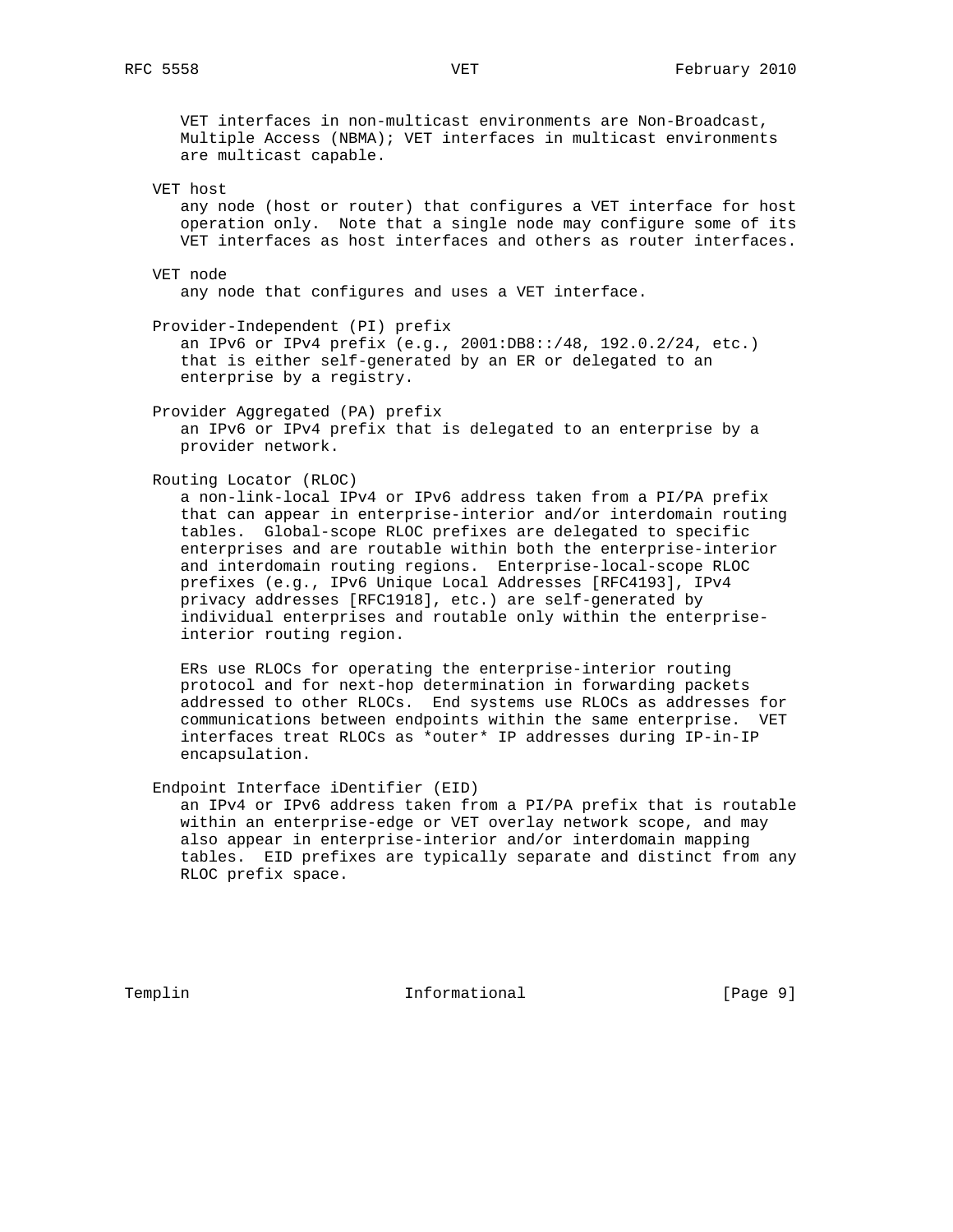VET interfaces in non-multicast environments are Non-Broadcast, Multiple Access (NBMA); VET interfaces in multicast environments are multicast capable.

VET host
: any node (host or router) that configures a VET interface for host operation only. Note that a single node may configure some of its VET interfaces as host interfaces and others as router interfaces.

VET node
: any node that configures and uses a VET interface.

Provider-Independent (PI) prefix
: an IPv6 or IPv4 prefix (e.g., 2001:DB8::/48, 192.0.2/24, etc.) that is either self-generated by an ER or delegated to an enterprise by a registry.

Provider Aggregated (PA) prefix
: an IPv6 or IPv4 prefix that is delegated to an enterprise by a provider network.

Routing Locator (RLOC)
: a non-link-local IPv4 or IPv6 address taken from a PI/PA prefix that can appear in enterprise-interior and/or interdomain routing tables. Global-scope RLOC prefixes are delegated to specific enterprises and are routable within both the enterprise-interior and interdomain routing regions. Enterprise-local-scope RLOC prefixes (e.g., IPv6 Unique Local Addresses [RFC4193], IPv4 privacy addresses [RFC1918], etc.) are self-generated by individual enterprises and routable only within the enterprise-interior routing region.

  ERs use RLOCs for operating the enterprise-interior routing protocol and for next-hop determination in forwarding packets addressed to other RLOCs. End systems use RLOCs as addresses for communications between endpoints within the same enterprise. VET interfaces treat RLOCs as *outer* IP addresses during IP-in-IP encapsulation.

Endpoint Interface iDentifier (EID)
: an IPv4 or IPv6 address taken from a PI/PA prefix that is routable within an enterprise-edge or VET overlay network scope, and may also appear in enterprise-interior and/or interdomain mapping tables. EID prefixes are typically separate and distinct from any RLOC prefix space.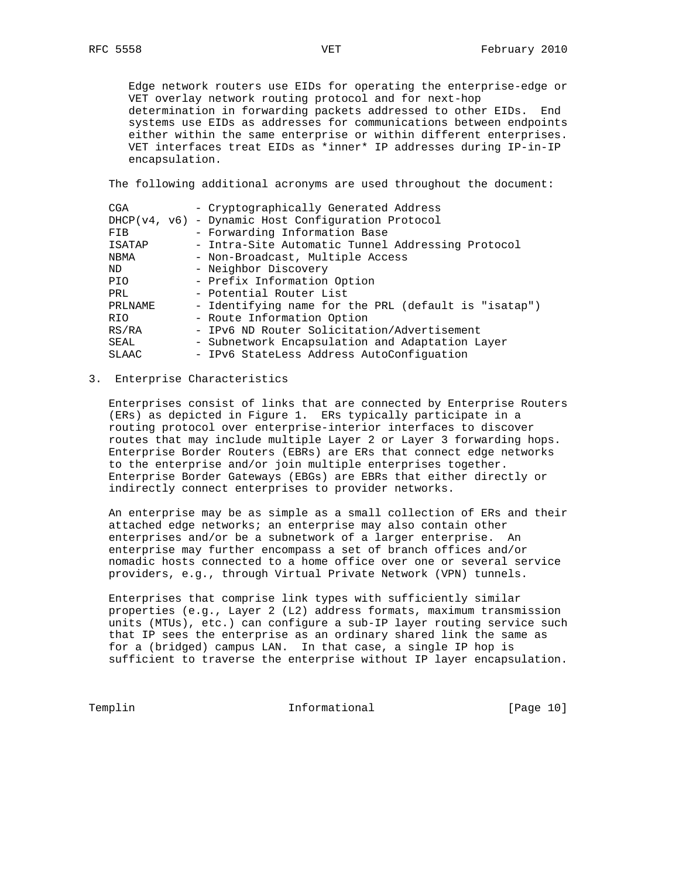Edge network routers use EIDs for operating the enterprise-edge or VET overlay network routing protocol and for next-hop determination in forwarding packets addressed to other EIDs. End systems use EIDs as addresses for communications between endpoints either within the same enterprise or within different enterprises. VET interfaces treat EIDs as *inner* IP addresses during IP-in-IP encapsulation.

The following additional acronyms are used throughout the document:

```
CGA          - Cryptographically Generated Address
DHCP(v4, v6) - Dynamic Host Configuration Protocol
FIB          - Forwarding Information Base
ISATAP       - Intra-Site Automatic Tunnel Addressing Protocol
NBMA         - Non-Broadcast, Multiple Access
ND           - Neighbor Discovery
PIO          - Prefix Information Option
PRL          - Potential Router List
PRLNAME      - Identifying name for the PRL (default is "isatap")
RIO          - Route Information Option
RS/RA        - IPv6 ND Router Solicitation/Advertisement
SEAL         - Subnetwork Encapsulation and Adaptation Layer
SLAAC        - IPv6 StateLess Address AutoConfiguation
```

## 3. Enterprise Characteristics

Enterprises consist of links that are connected by Enterprise Routers (ERs) as depicted in Figure 1. ERs typically participate in a routing protocol over enterprise-interior interfaces to discover routes that may include multiple Layer 2 or Layer 3 forwarding hops. Enterprise Border Routers (EBRs) are ERs that connect edge networks to the enterprise and/or join multiple enterprises together. Enterprise Border Gateways (EBGs) are EBRs that either directly or indirectly connect enterprises to provider networks.

An enterprise may be as simple as a small collection of ERs and their attached edge networks; an enterprise may also contain other enterprises and/or be a subnetwork of a larger enterprise. An enterprise may further encompass a set of branch offices and/or nomadic hosts connected to a home office over one or several service providers, e.g., through Virtual Private Network (VPN) tunnels.

Enterprises that comprise link types with sufficiently similar properties (e.g., Layer 2 (L2) address formats, maximum transmission units (MTUs), etc.) can configure a sub-IP layer routing service such that IP sees the enterprise as an ordinary shared link the same as for a (bridged) campus LAN. In that case, a single IP hop is sufficient to traverse the enterprise without IP layer encapsulation.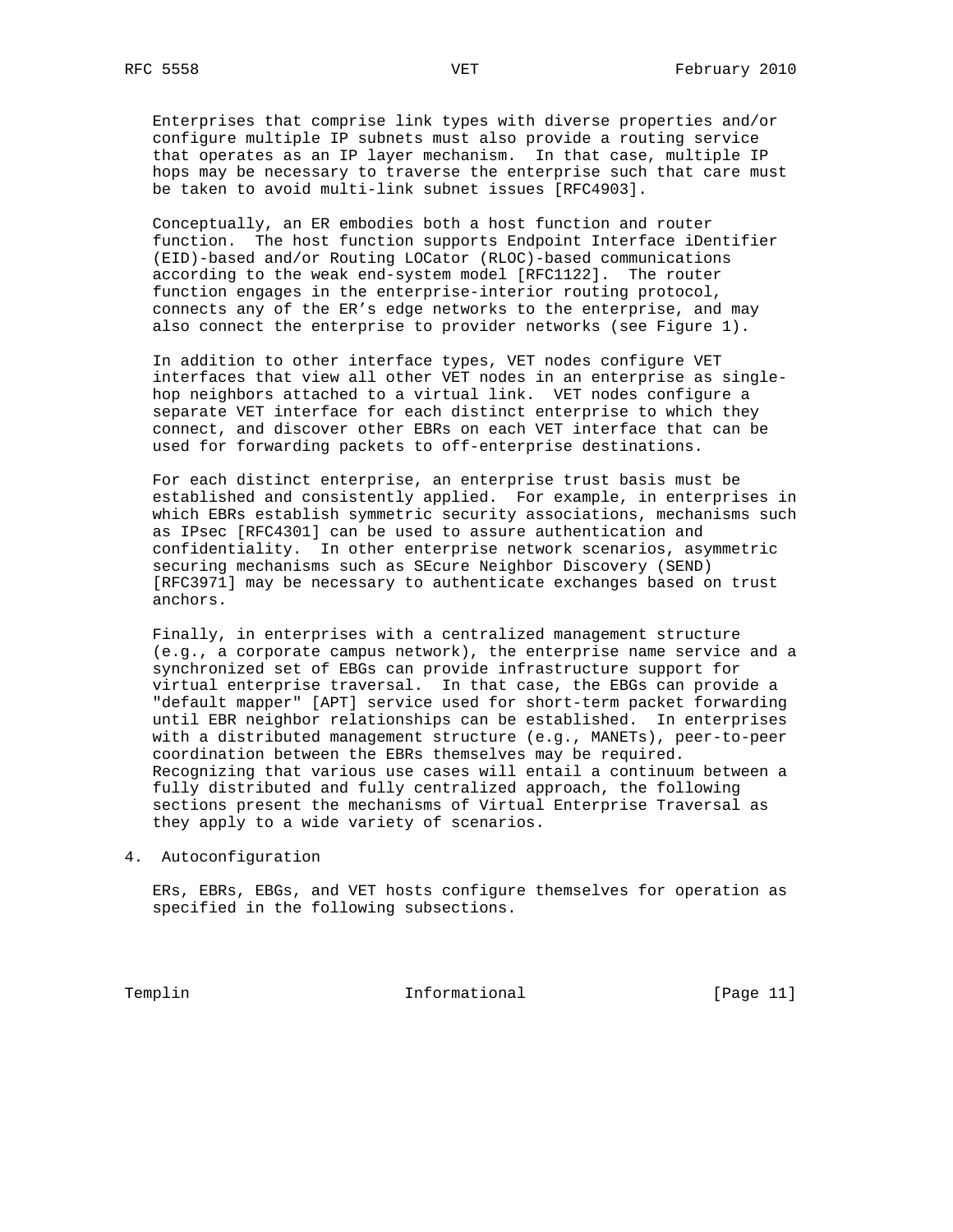Enterprises that comprise link types with diverse properties and/or configure multiple IP subnets must also provide a routing service that operates as an IP layer mechanism. In that case, multiple IP hops may be necessary to traverse the enterprise such that care must be taken to avoid multi-link subnet issues [RFC4903].

Conceptually, an ER embodies both a host function and router function. The host function supports Endpoint Interface iDentifier (EID)-based and/or Routing LOCator (RLOC)-based communications according to the weak end-system model [RFC1122]. The router function engages in the enterprise-interior routing protocol, connects any of the ER's edge networks to the enterprise, and may also connect the enterprise to provider networks (see Figure 1).

In addition to other interface types, VET nodes configure VET interfaces that view all other VET nodes in an enterprise as single-hop neighbors attached to a virtual link. VET nodes configure a separate VET interface for each distinct enterprise to which they connect, and discover other EBRs on each VET interface that can be used for forwarding packets to off-enterprise destinations.

For each distinct enterprise, an enterprise trust basis must be established and consistently applied. For example, in enterprises in which EBRs establish symmetric security associations, mechanisms such as IPsec [RFC4301] can be used to assure authentication and confidentiality. In other enterprise network scenarios, asymmetric securing mechanisms such as SEcure Neighbor Discovery (SEND) [RFC3971] may be necessary to authenticate exchanges based on trust anchors.

Finally, in enterprises with a centralized management structure (e.g., a corporate campus network), the enterprise name service and a synchronized set of EBGs can provide infrastructure support for virtual enterprise traversal. In that case, the EBGs can provide a "default mapper" [APT] service used for short-term packet forwarding until EBR neighbor relationships can be established. In enterprises with a distributed management structure (e.g., MANETs), peer-to-peer coordination between the EBRs themselves may be required. Recognizing that various use cases will entail a continuum between a fully distributed and fully centralized approach, the following sections present the mechanisms of Virtual Enterprise Traversal as they apply to a wide variety of scenarios.

# 4. Autoconfiguration

ERs, EBRs, EBGs, and VET hosts configure themselves for operation as specified in the following subsections.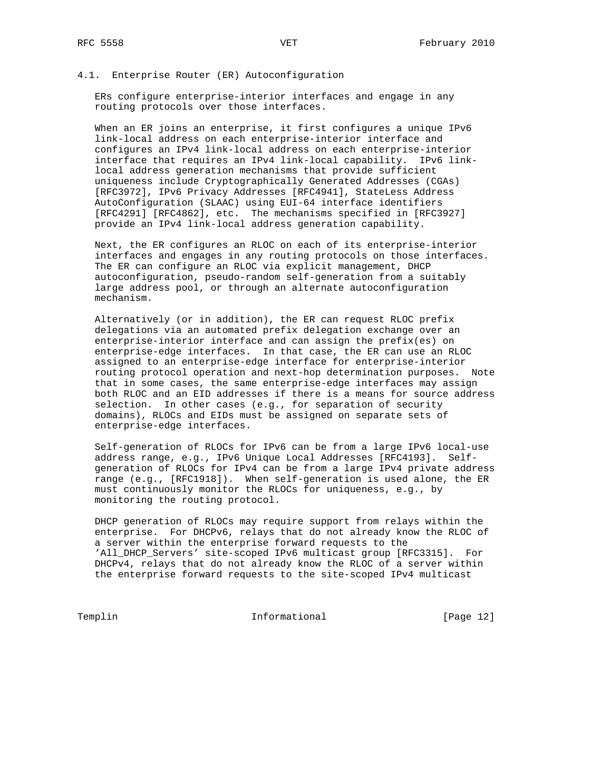### 4.1. Enterprise Router (ER) Autoconfiguration

ERs configure enterprise-interior interfaces and engage in any routing protocols over those interfaces.

When an ER joins an enterprise, it first configures a unique IPv6 link-local address on each enterprise-interior interface and configures an IPv4 link-local address on each enterprise-interior interface that requires an IPv4 link-local capability. IPv6 link-local address generation mechanisms that provide sufficient uniqueness include Cryptographically Generated Addresses (CGAs) [RFC3972], IPv6 Privacy Addresses [RFC4941], StateLess Address AutoConfiguration (SLAAC) using EUI-64 interface identifiers [RFC4291] [RFC4862], etc. The mechanisms specified in [RFC3927] provide an IPv4 link-local address generation capability.

Next, the ER configures an RLOC on each of its enterprise-interior interfaces and engages in any routing protocols on those interfaces. The ER can configure an RLOC via explicit management, DHCP autoconfiguration, pseudo-random self-generation from a suitably large address pool, or through an alternate autoconfiguration mechanism.

Alternatively (or in addition), the ER can request RLOC prefix delegations via an automated prefix delegation exchange over an enterprise-interior interface and can assign the prefix(es) on enterprise-edge interfaces. In that case, the ER can use an RLOC assigned to an enterprise-edge interface for enterprise-interior routing protocol operation and next-hop determination purposes. Note that in some cases, the same enterprise-edge interfaces may assign both RLOC and an EID addresses if there is a means for source address selection. In other cases (e.g., for separation of security domains), RLOCs and EIDs must be assigned on separate sets of enterprise-edge interfaces.

Self-generation of RLOCs for IPv6 can be from a large IPv6 local-use address range, e.g., IPv6 Unique Local Addresses [RFC4193]. Self-generation of RLOCs for IPv4 can be from a large IPv4 private address range (e.g., [RFC1918]). When self-generation is used alone, the ER must continuously monitor the RLOCs for uniqueness, e.g., by monitoring the routing protocol.

DHCP generation of RLOCs may require support from relays within the enterprise. For DHCPv6, relays that do not already know the RLOC of a server within the enterprise forward requests to the 'All_DHCP_Servers' site-scoped IPv6 multicast group [RFC3315]. For DHCPv4, relays that do not already know the RLOC of a server within the enterprise forward requests to the site-scoped IPv4 multicast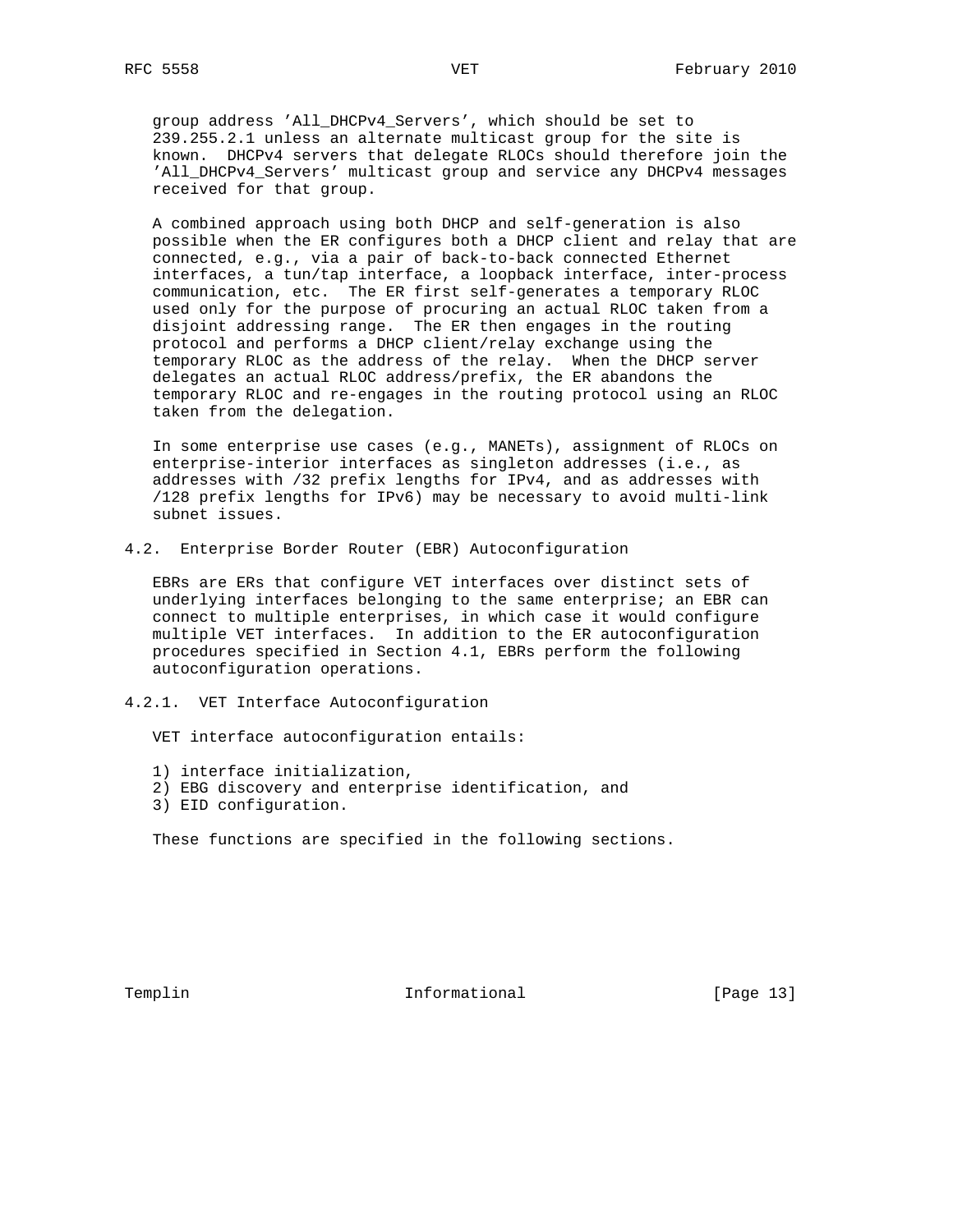group address 'All_DHCPv4_Servers', which should be set to 239.255.2.1 unless an alternate multicast group for the site is known. DHCPv4 servers that delegate RLOCs should therefore join the 'All_DHCPv4_Servers' multicast group and service any DHCPv4 messages received for that group.

A combined approach using both DHCP and self-generation is also possible when the ER configures both a DHCP client and relay that are connected, e.g., via a pair of back-to-back connected Ethernet interfaces, a tun/tap interface, a loopback interface, inter-process communication, etc. The ER first self-generates a temporary RLOC used only for the purpose of procuring an actual RLOC taken from a disjoint addressing range. The ER then engages in the routing protocol and performs a DHCP client/relay exchange using the temporary RLOC as the address of the relay. When the DHCP server delegates an actual RLOC address/prefix, the ER abandons the temporary RLOC and re-engages in the routing protocol using an RLOC taken from the delegation.

In some enterprise use cases (e.g., MANETs), assignment of RLOCs on enterprise-interior interfaces as singleton addresses (i.e., as addresses with /32 prefix lengths for IPv4, and as addresses with /128 prefix lengths for IPv6) may be necessary to avoid multi-link subnet issues.

## 4.2. Enterprise Border Router (EBR) Autoconfiguration

EBRs are ERs that configure VET interfaces over distinct sets of underlying interfaces belonging to the same enterprise; an EBR can connect to multiple enterprises, in which case it would configure multiple VET interfaces. In addition to the ER autoconfiguration procedures specified in Section 4.1, EBRs perform the following autoconfiguration operations.

### 4.2.1. VET Interface Autoconfiguration

VET interface autoconfiguration entails:

1) interface initialization,
2) EBG discovery and enterprise identification, and
3) EID configuration.

These functions are specified in the following sections.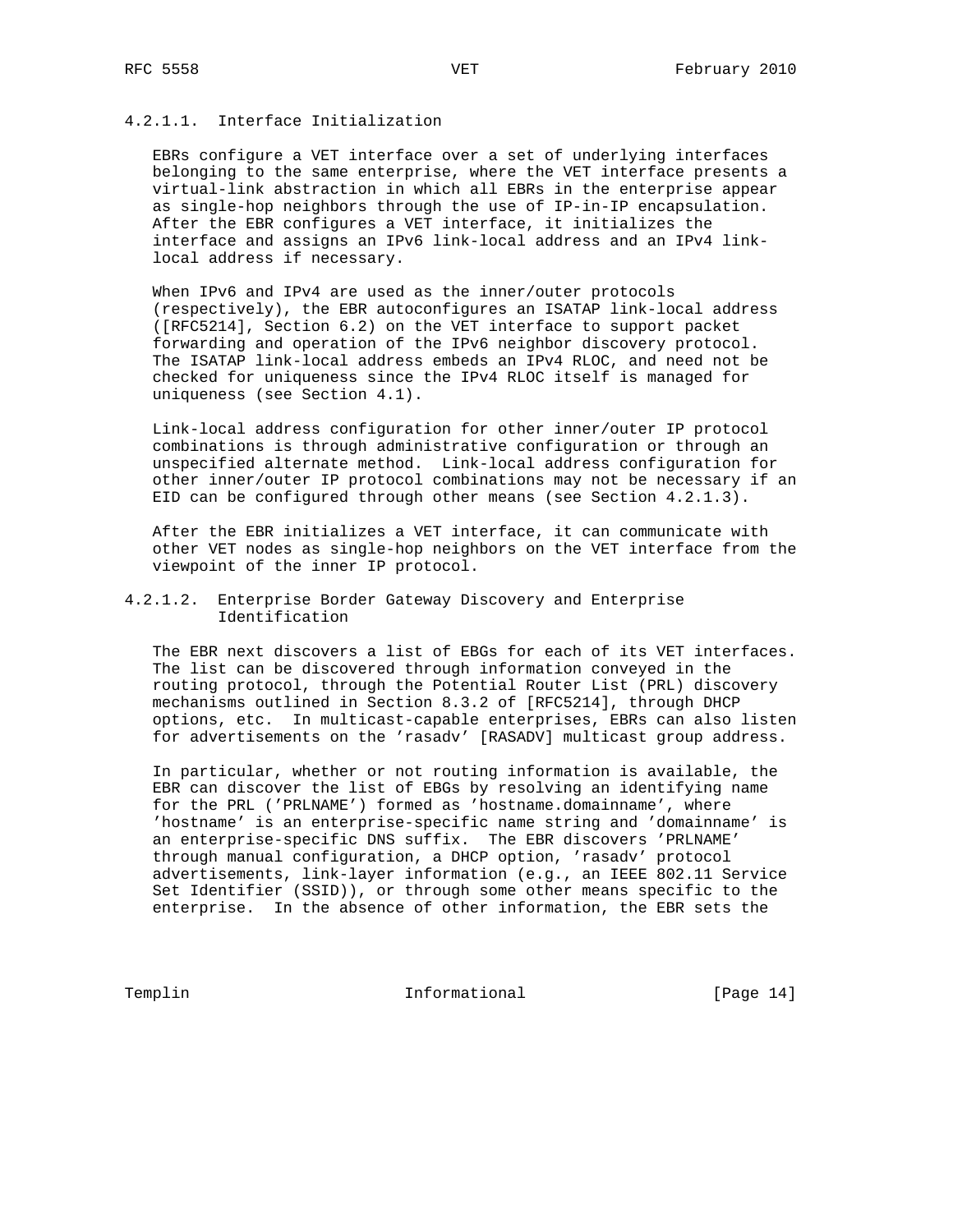#### 4.2.1.1. Interface Initialization

EBRs configure a VET interface over a set of underlying interfaces belonging to the same enterprise, where the VET interface presents a virtual-link abstraction in which all EBRs in the enterprise appear as single-hop neighbors through the use of IP-in-IP encapsulation. After the EBR configures a VET interface, it initializes the interface and assigns an IPv6 link-local address and an IPv4 link-local address if necessary.

When IPv6 and IPv4 are used as the inner/outer protocols (respectively), the EBR autoconfigures an ISATAP link-local address ([RFC5214], Section 6.2) on the VET interface to support packet forwarding and operation of the IPv6 neighbor discovery protocol. The ISATAP link-local address embeds an IPv4 RLOC, and need not be checked for uniqueness since the IPv4 RLOC itself is managed for uniqueness (see Section 4.1).

Link-local address configuration for other inner/outer IP protocol combinations is through administrative configuration or through an unspecified alternate method. Link-local address configuration for other inner/outer IP protocol combinations may not be necessary if an EID can be configured through other means (see Section 4.2.1.3).

After the EBR initializes a VET interface, it can communicate with other VET nodes as single-hop neighbors on the VET interface from the viewpoint of the inner IP protocol.

#### 4.2.1.2. Enterprise Border Gateway Discovery and Enterprise Identification

The EBR next discovers a list of EBGs for each of its VET interfaces. The list can be discovered through information conveyed in the routing protocol, through the Potential Router List (PRL) discovery mechanisms outlined in Section 8.3.2 of [RFC5214], through DHCP options, etc. In multicast-capable enterprises, EBRs can also listen for advertisements on the 'rasadv' [RASADV] multicast group address.

In particular, whether or not routing information is available, the EBR can discover the list of EBGs by resolving an identifying name for the PRL ('PRLNAME') formed as 'hostname.domainname', where 'hostname' is an enterprise-specific name string and 'domainname' is an enterprise-specific DNS suffix. The EBR discovers 'PRLNAME' through manual configuration, a DHCP option, 'rasadv' protocol advertisements, link-layer information (e.g., an IEEE 802.11 Service Set Identifier (SSID)), or through some other means specific to the enterprise. In the absence of other information, the EBR sets the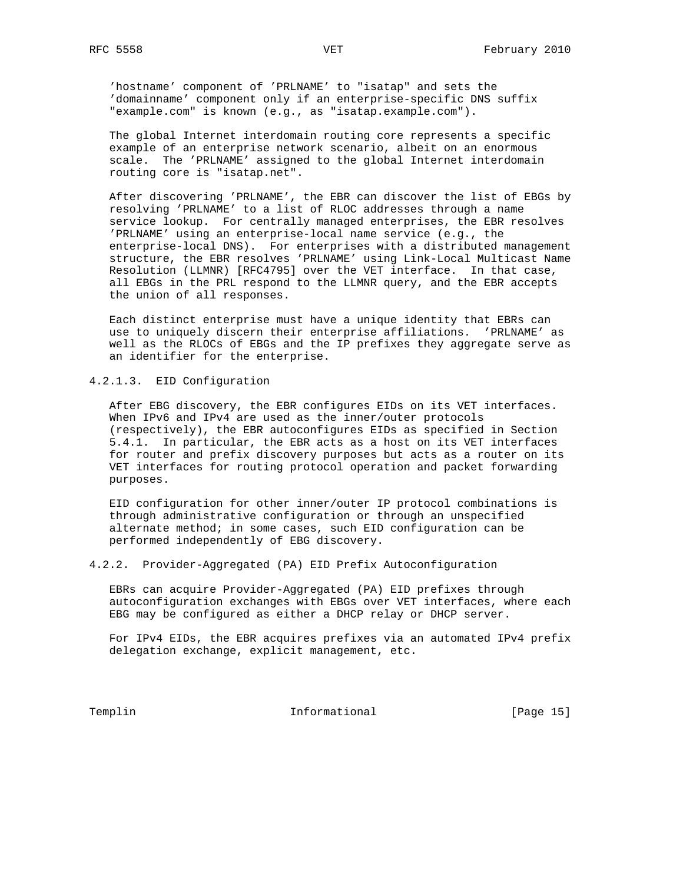'hostname' component of 'PRLNAME' to "isatap" and sets the 'domainname' component only if an enterprise-specific DNS suffix "example.com" is known (e.g., as "isatap.example.com").

The global Internet interdomain routing core represents a specific example of an enterprise network scenario, albeit on an enormous scale. The 'PRLNAME' assigned to the global Internet interdomain routing core is "isatap.net".

After discovering 'PRLNAME', the EBR can discover the list of EBGs by resolving 'PRLNAME' to a list of RLOC addresses through a name service lookup. For centrally managed enterprises, the EBR resolves 'PRLNAME' using an enterprise-local name service (e.g., the enterprise-local DNS). For enterprises with a distributed management structure, the EBR resolves 'PRLNAME' using Link-Local Multicast Name Resolution (LLMNR) [RFC4795] over the VET interface. In that case, all EBGs in the PRL respond to the LLMNR query, and the EBR accepts the union of all responses.

Each distinct enterprise must have a unique identity that EBRs can use to uniquely discern their enterprise affiliations. 'PRLNAME' as well as the RLOCs of EBGs and the IP prefixes they aggregate serve as an identifier for the enterprise.

#### 4.2.1.3. EID Configuration

After EBG discovery, the EBR configures EIDs on its VET interfaces. When IPv6 and IPv4 are used as the inner/outer protocols (respectively), the EBR autoconfigures EIDs as specified in Section 5.4.1. In particular, the EBR acts as a host on its VET interfaces for router and prefix discovery purposes but acts as a router on its VET interfaces for routing protocol operation and packet forwarding purposes.

EID configuration for other inner/outer IP protocol combinations is through administrative configuration or through an unspecified alternate method; in some cases, such EID configuration can be performed independently of EBG discovery.

### 4.2.2. Provider-Aggregated (PA) EID Prefix Autoconfiguration

EBRs can acquire Provider-Aggregated (PA) EID prefixes through autoconfiguration exchanges with EBGs over VET interfaces, where each EBG may be configured as either a DHCP relay or DHCP server.

For IPv4 EIDs, the EBR acquires prefixes via an automated IPv4 prefix delegation exchange, explicit management, etc.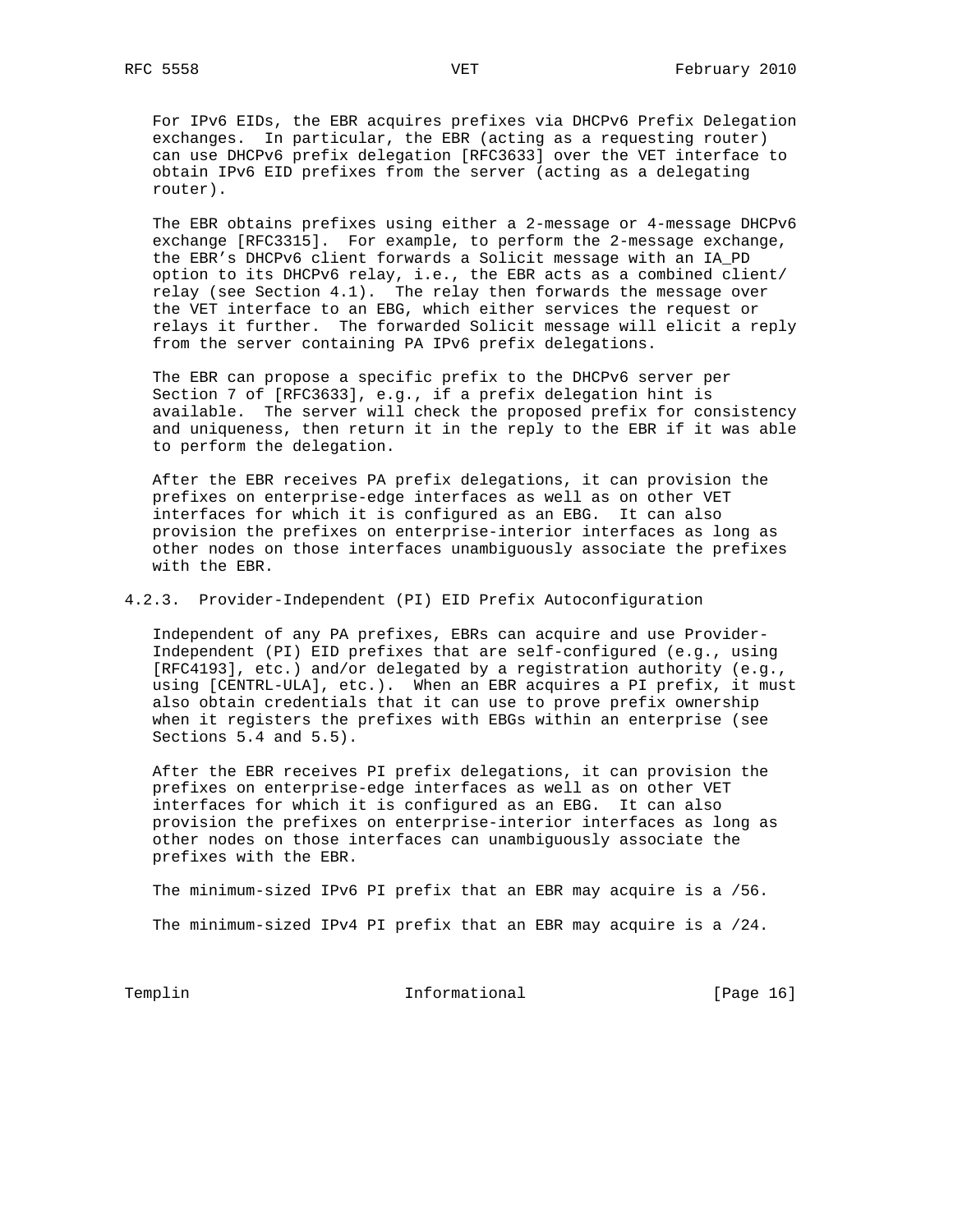For IPv6 EIDs, the EBR acquires prefixes via DHCPv6 Prefix Delegation exchanges. In particular, the EBR (acting as a requesting router) can use DHCPv6 prefix delegation [RFC3633] over the VET interface to obtain IPv6 EID prefixes from the server (acting as a delegating router).

The EBR obtains prefixes using either a 2-message or 4-message DHCPv6 exchange [RFC3315]. For example, to perform the 2-message exchange, the EBR's DHCPv6 client forwards a Solicit message with an IA_PD option to its DHCPv6 relay, i.e., the EBR acts as a combined client/relay (see Section 4.1). The relay then forwards the message over the VET interface to an EBG, which either services the request or relays it further. The forwarded Solicit message will elicit a reply from the server containing PA IPv6 prefix delegations.

The EBR can propose a specific prefix to the DHCPv6 server per Section 7 of [RFC3633], e.g., if a prefix delegation hint is available. The server will check the proposed prefix for consistency and uniqueness, then return it in the reply to the EBR if it was able to perform the delegation.

After the EBR receives PA prefix delegations, it can provision the prefixes on enterprise-edge interfaces as well as on other VET interfaces for which it is configured as an EBG. It can also provision the prefixes on enterprise-interior interfaces as long as other nodes on those interfaces unambiguously associate the prefixes with the EBR.

### 4.2.3. Provider-Independent (PI) EID Prefix Autoconfiguration

Independent of any PA prefixes, EBRs can acquire and use Provider-Independent (PI) EID prefixes that are self-configured (e.g., using [RFC4193], etc.) and/or delegated by a registration authority (e.g., using [CENTRL-ULA], etc.). When an EBR acquires a PI prefix, it must also obtain credentials that it can use to prove prefix ownership when it registers the prefixes with EBGs within an enterprise (see Sections 5.4 and 5.5).

After the EBR receives PI prefix delegations, it can provision the prefixes on enterprise-edge interfaces as well as on other VET interfaces for which it is configured as an EBG. It can also provision the prefixes on enterprise-interior interfaces as long as other nodes on those interfaces can unambiguously associate the prefixes with the EBR.

The minimum-sized IPv6 PI prefix that an EBR may acquire is a /56.

The minimum-sized IPv4 PI prefix that an EBR may acquire is a /24.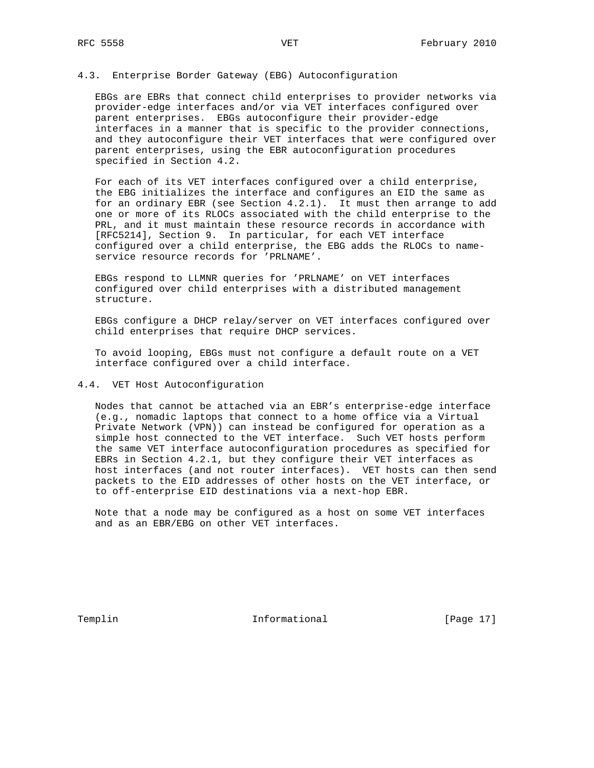### 4.3. Enterprise Border Gateway (EBG) Autoconfiguration

EBGs are EBRs that connect child enterprises to provider networks via provider-edge interfaces and/or via VET interfaces configured over parent enterprises. EBGs autoconfigure their provider-edge interfaces in a manner that is specific to the provider connections, and they autoconfigure their VET interfaces that were configured over parent enterprises, using the EBR autoconfiguration procedures specified in Section 4.2.

For each of its VET interfaces configured over a child enterprise, the EBG initializes the interface and configures an EID the same as for an ordinary EBR (see Section 4.2.1). It must then arrange to add one or more of its RLOCs associated with the child enterprise to the PRL, and it must maintain these resource records in accordance with [RFC5214], Section 9. In particular, for each VET interface configured over a child enterprise, the EBG adds the RLOCs to name-service resource records for 'PRLNAME'.

EBGs respond to LLMNR queries for 'PRLNAME' on VET interfaces configured over child enterprises with a distributed management structure.

EBGs configure a DHCP relay/server on VET interfaces configured over child enterprises that require DHCP services.

To avoid looping, EBGs must not configure a default route on a VET interface configured over a child interface.

### 4.4. VET Host Autoconfiguration

Nodes that cannot be attached via an EBR's enterprise-edge interface (e.g., nomadic laptops that connect to a home office via a Virtual Private Network (VPN)) can instead be configured for operation as a simple host connected to the VET interface. Such VET hosts perform the same VET interface autoconfiguration procedures as specified for EBRs in Section 4.2.1, but they configure their VET interfaces as host interfaces (and not router interfaces). VET hosts can then send packets to the EID addresses of other hosts on the VET interface, or to off-enterprise EID destinations via a next-hop EBR.

Note that a node may be configured as a host on some VET interfaces and as an EBR/EBG on other VET interfaces.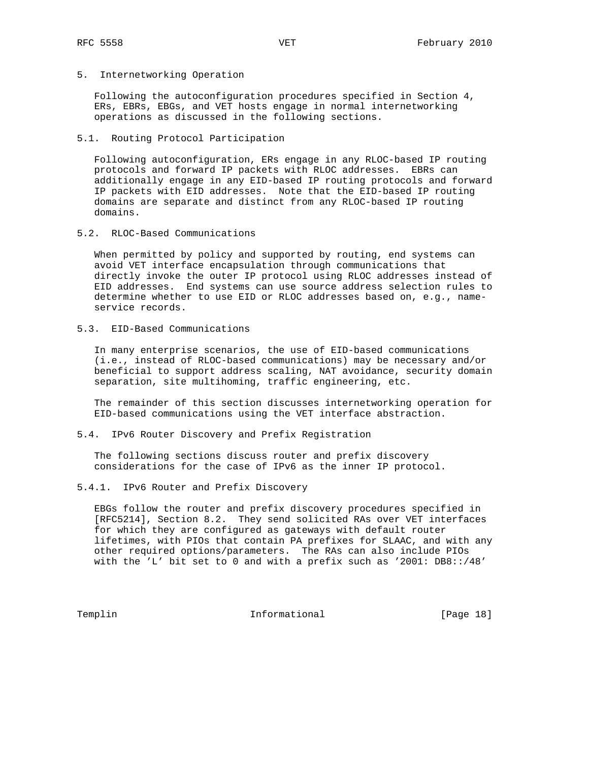# 5. Internetworking Operation

Following the autoconfiguration procedures specified in Section 4, ERs, EBRs, EBGs, and VET hosts engage in normal internetworking operations as discussed in the following sections.

## 5.1. Routing Protocol Participation

Following autoconfiguration, ERs engage in any RLOC-based IP routing protocols and forward IP packets with RLOC addresses. EBRs can additionally engage in any EID-based IP routing protocols and forward IP packets with EID addresses. Note that the EID-based IP routing domains are separate and distinct from any RLOC-based IP routing domains.

## 5.2. RLOC-Based Communications

When permitted by policy and supported by routing, end systems can avoid VET interface encapsulation through communications that directly invoke the outer IP protocol using RLOC addresses instead of EID addresses. End systems can use source address selection rules to determine whether to use EID or RLOC addresses based on, e.g., name-service records.

## 5.3. EID-Based Communications

In many enterprise scenarios, the use of EID-based communications (i.e., instead of RLOC-based communications) may be necessary and/or beneficial to support address scaling, NAT avoidance, security domain separation, site multihoming, traffic engineering, etc.

The remainder of this section discusses internetworking operation for EID-based communications using the VET interface abstraction.

## 5.4. IPv6 Router Discovery and Prefix Registration

The following sections discuss router and prefix discovery considerations for the case of IPv6 as the inner IP protocol.

### 5.4.1. IPv6 Router and Prefix Discovery

EBGs follow the router and prefix discovery procedures specified in [RFC5214], Section 8.2. They send solicited RAs over VET interfaces for which they are configured as gateways with default router lifetimes, with PIOs that contain PA prefixes for SLAAC, and with any other required options/parameters. The RAs can also include PIOs with the 'L' bit set to 0 and with a prefix such as '2001: DB8::/48'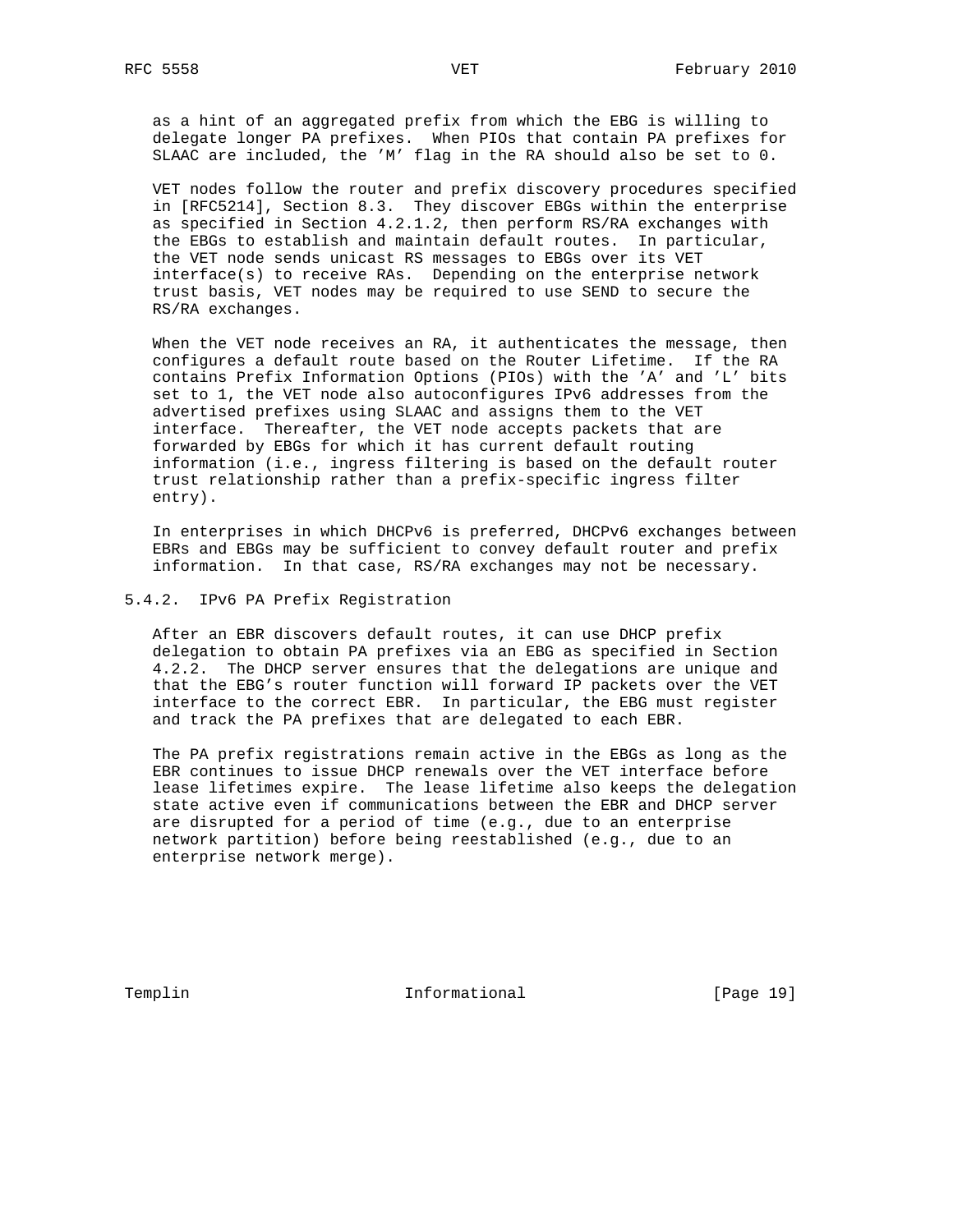as a hint of an aggregated prefix from which the EBG is willing to delegate longer PA prefixes. When PIOs that contain PA prefixes for SLAAC are included, the 'M' flag in the RA should also be set to 0.

VET nodes follow the router and prefix discovery procedures specified in [RFC5214], Section 8.3. They discover EBGs within the enterprise as specified in Section 4.2.1.2, then perform RS/RA exchanges with the EBGs to establish and maintain default routes. In particular, the VET node sends unicast RS messages to EBGs over its VET interface(s) to receive RAs. Depending on the enterprise network trust basis, VET nodes may be required to use SEND to secure the RS/RA exchanges.

When the VET node receives an RA, it authenticates the message, then configures a default route based on the Router Lifetime. If the RA contains Prefix Information Options (PIOs) with the 'A' and 'L' bits set to 1, the VET node also autoconfigures IPv6 addresses from the advertised prefixes using SLAAC and assigns them to the VET interface. Thereafter, the VET node accepts packets that are forwarded by EBGs for which it has current default routing information (i.e., ingress filtering is based on the default router trust relationship rather than a prefix-specific ingress filter entry).

In enterprises in which DHCPv6 is preferred, DHCPv6 exchanges between EBRs and EBGs may be sufficient to convey default router and prefix information. In that case, RS/RA exchanges may not be necessary.

### 5.4.2. IPv6 PA Prefix Registration

After an EBR discovers default routes, it can use DHCP prefix delegation to obtain PA prefixes via an EBG as specified in Section 4.2.2. The DHCP server ensures that the delegations are unique and that the EBG's router function will forward IP packets over the VET interface to the correct EBR. In particular, the EBG must register and track the PA prefixes that are delegated to each EBR.

The PA prefix registrations remain active in the EBGs as long as the EBR continues to issue DHCP renewals over the VET interface before lease lifetimes expire. The lease lifetime also keeps the delegation state active even if communications between the EBR and DHCP server are disrupted for a period of time (e.g., due to an enterprise network partition) before being reestablished (e.g., due to an enterprise network merge).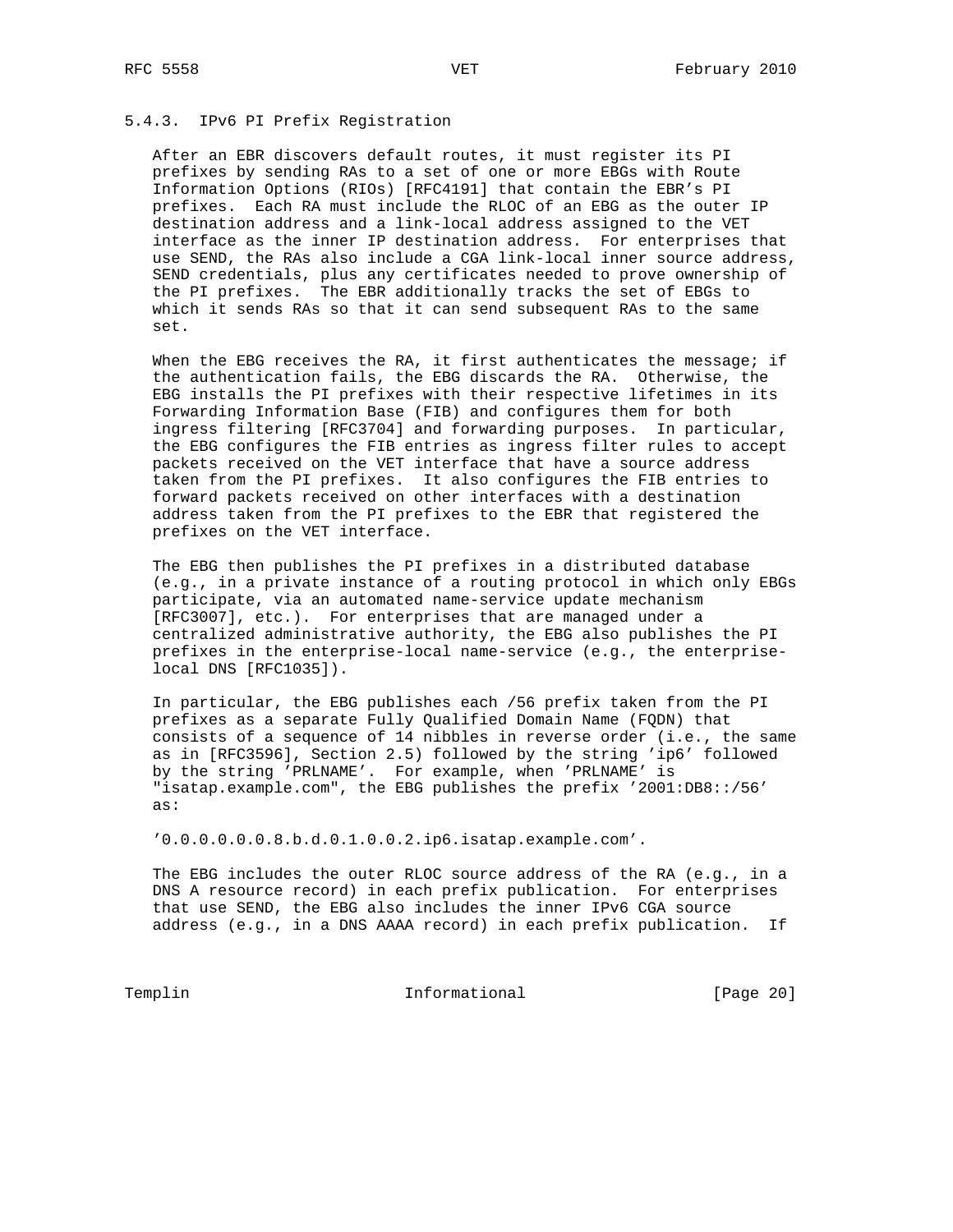### 5.4.3. IPv6 PI Prefix Registration

After an EBR discovers default routes, it must register its PI prefixes by sending RAs to a set of one or more EBGs with Route Information Options (RIOs) [RFC4191] that contain the EBR's PI prefixes. Each RA must include the RLOC of an EBG as the outer IP destination address and a link-local address assigned to the VET interface as the inner IP destination address. For enterprises that use SEND, the RAs also include a CGA link-local inner source address, SEND credentials, plus any certificates needed to prove ownership of the PI prefixes. The EBR additionally tracks the set of EBGs to which it sends RAs so that it can send subsequent RAs to the same set.

When the EBG receives the RA, it first authenticates the message; if the authentication fails, the EBG discards the RA. Otherwise, the EBG installs the PI prefixes with their respective lifetimes in its Forwarding Information Base (FIB) and configures them for both ingress filtering [RFC3704] and forwarding purposes. In particular, the EBG configures the FIB entries as ingress filter rules to accept packets received on the VET interface that have a source address taken from the PI prefixes. It also configures the FIB entries to forward packets received on other interfaces with a destination address taken from the PI prefixes to the EBR that registered the prefixes on the VET interface.

The EBG then publishes the PI prefixes in a distributed database (e.g., in a private instance of a routing protocol in which only EBGs participate, via an automated name-service update mechanism [RFC3007], etc.). For enterprises that are managed under a centralized administrative authority, the EBG also publishes the PI prefixes in the enterprise-local name-service (e.g., the enterprise-local DNS [RFC1035]).

In particular, the EBG publishes each /56 prefix taken from the PI prefixes as a separate Fully Qualified Domain Name (FQDN) that consists of a sequence of 14 nibbles in reverse order (i.e., the same as in [RFC3596], Section 2.5) followed by the string 'ip6' followed by the string 'PRLNAME'. For example, when 'PRLNAME' is "isatap.example.com", the EBG publishes the prefix '2001:DB8::/56' as:

'0.0.0.0.0.0.8.b.d.0.1.0.0.2.ip6.isatap.example.com'.

The EBG includes the outer RLOC source address of the RA (e.g., in a DNS A resource record) in each prefix publication. For enterprises that use SEND, the EBG also includes the inner IPv6 CGA source address (e.g., in a DNS AAAA record) in each prefix publication. If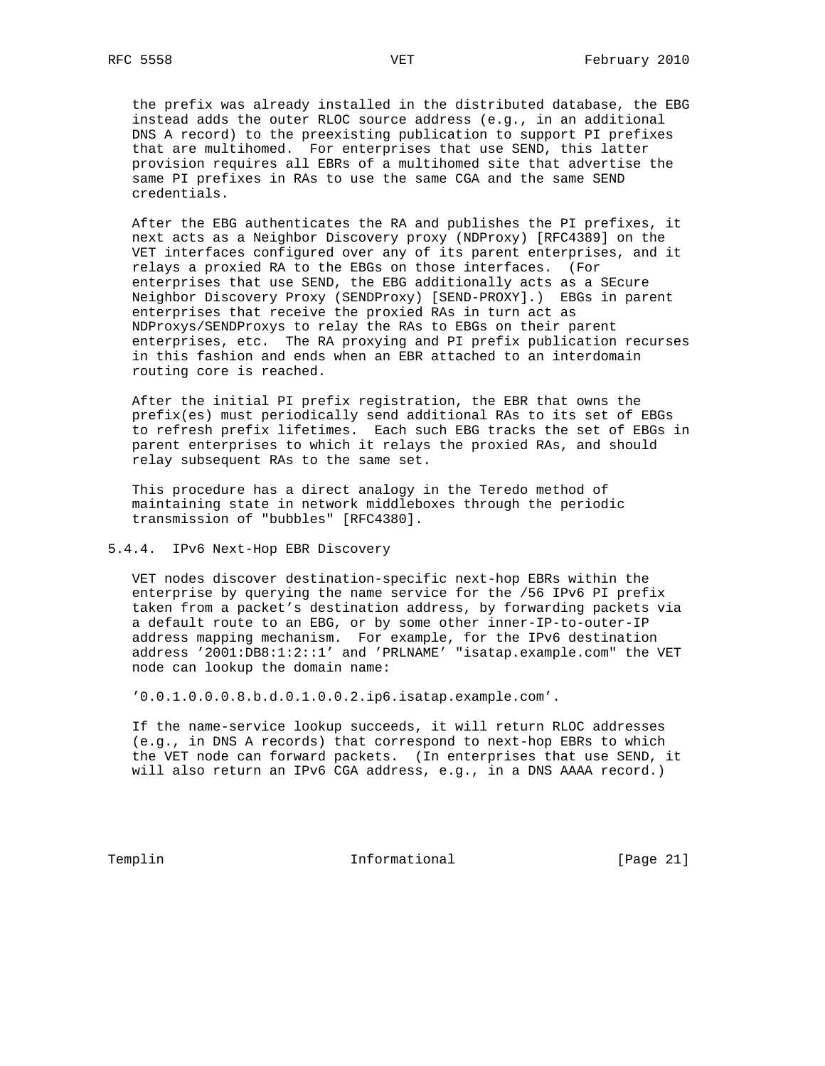the prefix was already installed in the distributed database, the EBG instead adds the outer RLOC source address (e.g., in an additional DNS A record) to the preexisting publication to support PI prefixes that are multihomed. For enterprises that use SEND, this latter provision requires all EBRs of a multihomed site that advertise the same PI prefixes in RAs to use the same CGA and the same SEND credentials.

After the EBG authenticates the RA and publishes the PI prefixes, it next acts as a Neighbor Discovery proxy (NDProxy) [RFC4389] on the VET interfaces configured over any of its parent enterprises, and it relays a proxied RA to the EBGs on those interfaces. (For enterprises that use SEND, the EBG additionally acts as a SEcure Neighbor Discovery Proxy (SENDProxy) [SEND-PROXY].) EBGs in parent enterprises that receive the proxied RAs in turn act as NDProxys/SENDProxys to relay the RAs to EBGs on their parent enterprises, etc. The RA proxying and PI prefix publication recurses in this fashion and ends when an EBR attached to an interdomain routing core is reached.

After the initial PI prefix registration, the EBR that owns the prefix(es) must periodically send additional RAs to its set of EBGs to refresh prefix lifetimes. Each such EBG tracks the set of EBGs in parent enterprises to which it relays the proxied RAs, and should relay subsequent RAs to the same set.

This procedure has a direct analogy in the Teredo method of maintaining state in network middleboxes through the periodic transmission of "bubbles" [RFC4380].

### 5.4.4. IPv6 Next-Hop EBR Discovery

VET nodes discover destination-specific next-hop EBRs within the enterprise by querying the name service for the /56 IPv6 PI prefix taken from a packet's destination address, by forwarding packets via a default route to an EBG, or by some other inner-IP-to-outer-IP address mapping mechanism. For example, for the IPv6 destination address '2001:DB8:1:2::1' and 'PRLNAME' "isatap.example.com" the VET node can lookup the domain name:

'0.0.1.0.0.0.8.b.d.0.1.0.0.2.ip6.isatap.example.com'.

If the name-service lookup succeeds, it will return RLOC addresses (e.g., in DNS A records) that correspond to next-hop EBRs to which the VET node can forward packets. (In enterprises that use SEND, it will also return an IPv6 CGA address, e.g., in a DNS AAAA record.)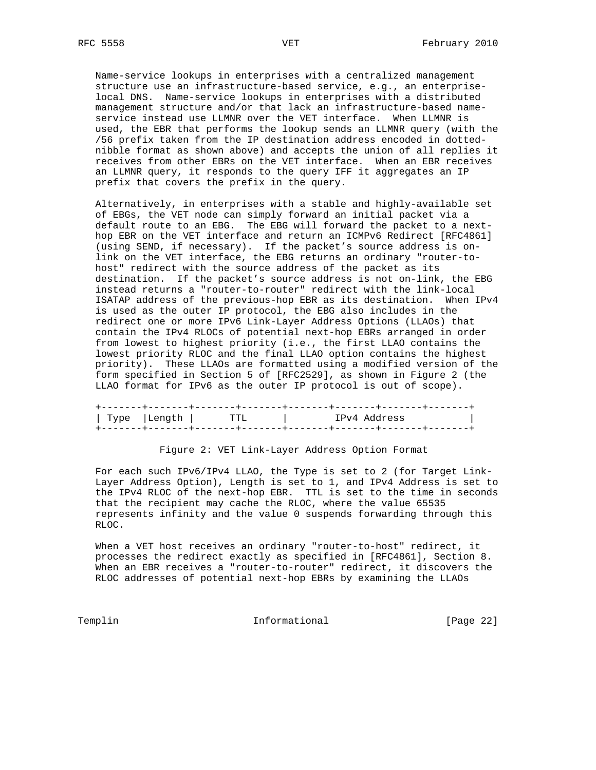Name-service lookups in enterprises with a centralized management structure use an infrastructure-based service, e.g., an enterprise-local DNS. Name-service lookups in enterprises with a distributed management structure and/or that lack an infrastructure-based name-service instead use LLMNR over the VET interface. When LLMNR is used, the EBR that performs the lookup sends an LLMNR query (with the /56 prefix taken from the IP destination address encoded in dotted-nibble format as shown above) and accepts the union of all replies it receives from other EBRs on the VET interface. When an EBR receives an LLMNR query, it responds to the query IFF it aggregates an IP prefix that covers the prefix in the query.

Alternatively, in enterprises with a stable and highly-available set of EBGs, the VET node can simply forward an initial packet via a default route to an EBG. The EBG will forward the packet to a next-hop EBR on the VET interface and return an ICMPv6 Redirect [RFC4861] (using SEND, if necessary). If the packet's source address is on-link on the VET interface, the EBG returns an ordinary "router-to-host" redirect with the source address of the packet as its destination. If the packet's source address is not on-link, the EBG instead returns a "router-to-router" redirect with the link-local ISATAP address of the previous-hop EBR as its destination. When IPv4 is used as the outer IP protocol, the EBG also includes in the redirect one or more IPv6 Link-Layer Address Options (LLAOs) that contain the IPv4 RLOCs of potential next-hop EBRs arranged in order from lowest to highest priority (i.e., the first LLAO contains the lowest priority RLOC and the final LLAO option contains the highest priority). These LLAOs are formatted using a modified version of the form specified in Section 5 of [RFC2529], as shown in Figure 2 (the LLAO format for IPv6 as the outer IP protocol is out of scope).

```
+-------+-------+-------+-------+-------+-------+-------+-------+
| Type  |Length |      TTL      |          IPv4 Address         |
+-------+-------+-------+-------+-------+-------+-------+-------+
```

Figure 2: VET Link-Layer Address Option Format

For each such IPv6/IPv4 LLAO, the Type is set to 2 (for Target Link-Layer Address Option), Length is set to 1, and IPv4 Address is set to the IPv4 RLOC of the next-hop EBR. TTL is set to the time in seconds that the recipient may cache the RLOC, where the value 65535 represents infinity and the value 0 suspends forwarding through this RLOC.

When a VET host receives an ordinary "router-to-host" redirect, it processes the redirect exactly as specified in [RFC4861], Section 8. When an EBR receives a "router-to-router" redirect, it discovers the RLOC addresses of potential next-hop EBRs by examining the LLAOs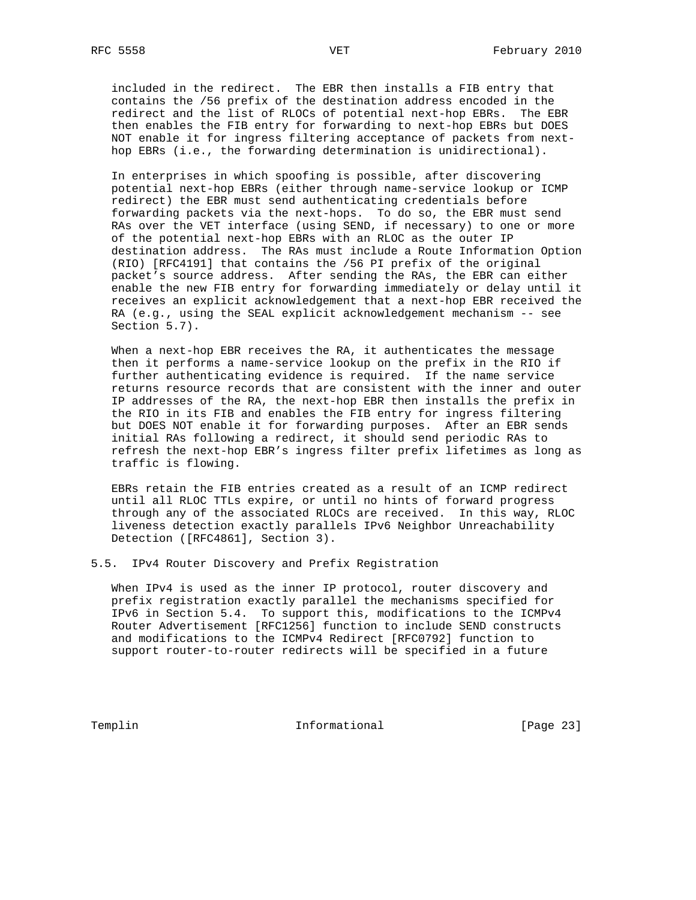included in the redirect. The EBR then installs a FIB entry that contains the /56 prefix of the destination address encoded in the redirect and the list of RLOCs of potential next-hop EBRs. The EBR then enables the FIB entry for forwarding to next-hop EBRs but DOES NOT enable it for ingress filtering acceptance of packets from next-hop EBRs (i.e., the forwarding determination is unidirectional).

In enterprises in which spoofing is possible, after discovering potential next-hop EBRs (either through name-service lookup or ICMP redirect) the EBR must send authenticating credentials before forwarding packets via the next-hops. To do so, the EBR must send RAs over the VET interface (using SEND, if necessary) to one or more of the potential next-hop EBRs with an RLOC as the outer IP destination address. The RAs must include a Route Information Option (RIO) [RFC4191] that contains the /56 PI prefix of the original packet's source address. After sending the RAs, the EBR can either enable the new FIB entry for forwarding immediately or delay until it receives an explicit acknowledgement that a next-hop EBR received the RA (e.g., using the SEAL explicit acknowledgement mechanism -- see Section 5.7).

When a next-hop EBR receives the RA, it authenticates the message then it performs a name-service lookup on the prefix in the RIO if further authenticating evidence is required. If the name service returns resource records that are consistent with the inner and outer IP addresses of the RA, the next-hop EBR then installs the prefix in the RIO in its FIB and enables the FIB entry for ingress filtering but DOES NOT enable it for forwarding purposes. After an EBR sends initial RAs following a redirect, it should send periodic RAs to refresh the next-hop EBR's ingress filter prefix lifetimes as long as traffic is flowing.

EBRs retain the FIB entries created as a result of an ICMP redirect until all RLOC TTLs expire, or until no hints of forward progress through any of the associated RLOCs are received. In this way, RLOC liveness detection exactly parallels IPv6 Neighbor Unreachability Detection ([RFC4861], Section 3).

## 5.5. IPv4 Router Discovery and Prefix Registration

When IPv4 is used as the inner IP protocol, router discovery and prefix registration exactly parallel the mechanisms specified for IPv6 in Section 5.4. To support this, modifications to the ICMPv4 Router Advertisement [RFC1256] function to include SEND constructs and modifications to the ICMPv4 Redirect [RFC0792] function to support router-to-router redirects will be specified in a future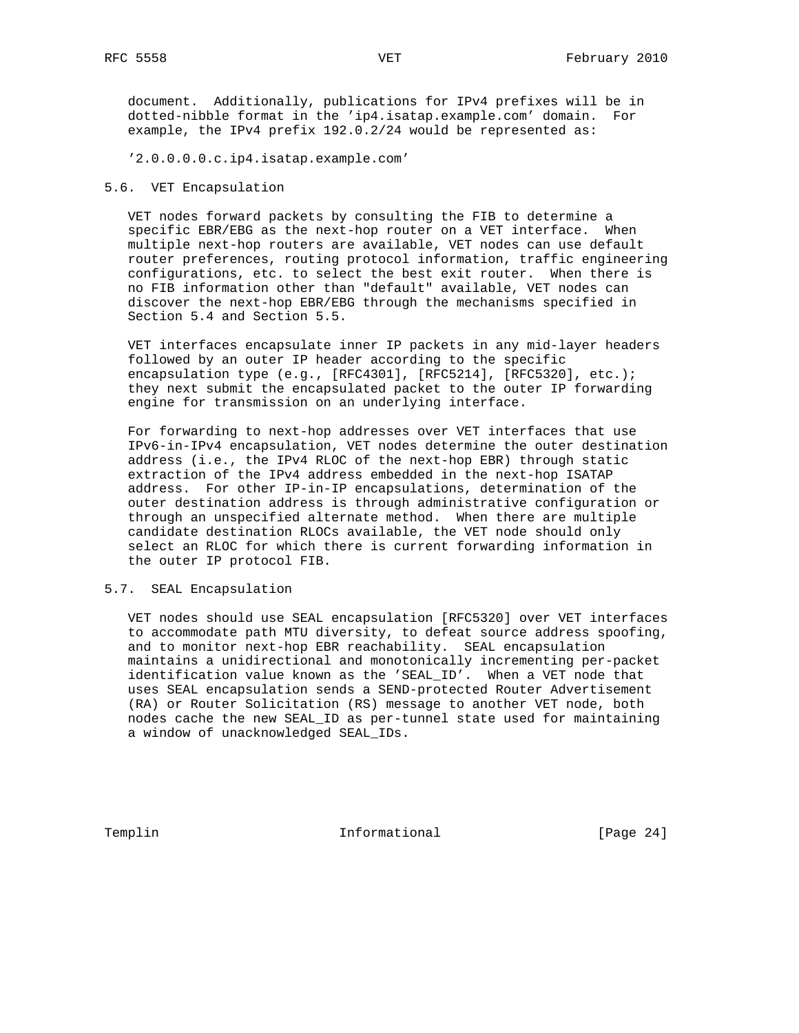document. Additionally, publications for IPv4 prefixes will be in dotted-nibble format in the 'ip4.isatap.example.com' domain. For example, the IPv4 prefix 192.0.2/24 would be represented as:

'2.0.0.0.0.c.ip4.isatap.example.com'

### 5.6. VET Encapsulation

VET nodes forward packets by consulting the FIB to determine a specific EBR/EBG as the next-hop router on a VET interface. When multiple next-hop routers are available, VET nodes can use default router preferences, routing protocol information, traffic engineering configurations, etc. to select the best exit router. When there is no FIB information other than "default" available, VET nodes can discover the next-hop EBR/EBG through the mechanisms specified in Section 5.4 and Section 5.5.

VET interfaces encapsulate inner IP packets in any mid-layer headers followed by an outer IP header according to the specific encapsulation type (e.g., [RFC4301], [RFC5214], [RFC5320], etc.); they next submit the encapsulated packet to the outer IP forwarding engine for transmission on an underlying interface.

For forwarding to next-hop addresses over VET interfaces that use IPv6-in-IPv4 encapsulation, VET nodes determine the outer destination address (i.e., the IPv4 RLOC of the next-hop EBR) through static extraction of the IPv4 address embedded in the next-hop ISATAP address. For other IP-in-IP encapsulations, determination of the outer destination address is through administrative configuration or through an unspecified alternate method. When there are multiple candidate destination RLOCs available, the VET node should only select an RLOC for which there is current forwarding information in the outer IP protocol FIB.

### 5.7. SEAL Encapsulation

VET nodes should use SEAL encapsulation [RFC5320] over VET interfaces to accommodate path MTU diversity, to defeat source address spoofing, and to monitor next-hop EBR reachability. SEAL encapsulation maintains a unidirectional and monotonically incrementing per-packet identification value known as the 'SEAL_ID'. When a VET node that uses SEAL encapsulation sends a SEND-protected Router Advertisement (RA) or Router Solicitation (RS) message to another VET node, both nodes cache the new SEAL_ID as per-tunnel state used for maintaining a window of unacknowledged SEAL_IDs.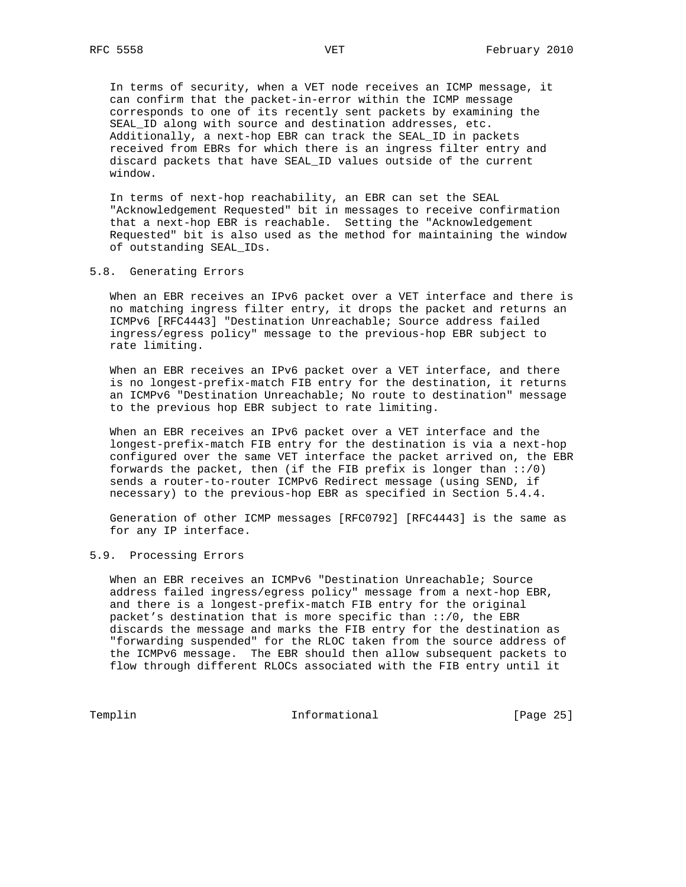In terms of security, when a VET node receives an ICMP message, it can confirm that the packet-in-error within the ICMP message corresponds to one of its recently sent packets by examining the SEAL_ID along with source and destination addresses, etc. Additionally, a next-hop EBR can track the SEAL_ID in packets received from EBRs for which there is an ingress filter entry and discard packets that have SEAL_ID values outside of the current window.

In terms of next-hop reachability, an EBR can set the SEAL "Acknowledgement Requested" bit in messages to receive confirmation that a next-hop EBR is reachable. Setting the "Acknowledgement Requested" bit is also used as the method for maintaining the window of outstanding SEAL_IDs.

## 5.8. Generating Errors

When an EBR receives an IPv6 packet over a VET interface and there is no matching ingress filter entry, it drops the packet and returns an ICMPv6 [RFC4443] "Destination Unreachable; Source address failed ingress/egress policy" message to the previous-hop EBR subject to rate limiting.

When an EBR receives an IPv6 packet over a VET interface, and there is no longest-prefix-match FIB entry for the destination, it returns an ICMPv6 "Destination Unreachable; No route to destination" message to the previous hop EBR subject to rate limiting.

When an EBR receives an IPv6 packet over a VET interface and the longest-prefix-match FIB entry for the destination is via a next-hop configured over the same VET interface the packet arrived on, the EBR forwards the packet, then (if the FIB prefix is longer than ::/0) sends a router-to-router ICMPv6 Redirect message (using SEND, if necessary) to the previous-hop EBR as specified in Section 5.4.4.

Generation of other ICMP messages [RFC0792] [RFC4443] is the same as for any IP interface.

## 5.9. Processing Errors

When an EBR receives an ICMPv6 "Destination Unreachable; Source address failed ingress/egress policy" message from a next-hop EBR, and there is a longest-prefix-match FIB entry for the original packet's destination that is more specific than ::/0, the EBR discards the message and marks the FIB entry for the destination as "forwarding suspended" for the RLOC taken from the source address of the ICMPv6 message. The EBR should then allow subsequent packets to flow through different RLOCs associated with the FIB entry until it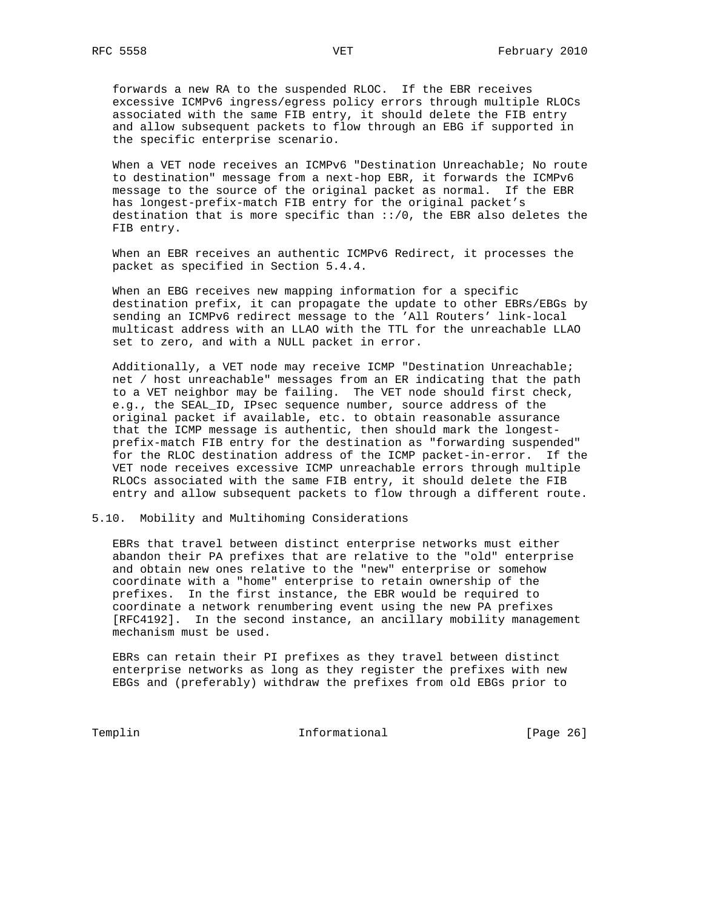forwards a new RA to the suspended RLOC. If the EBR receives excessive ICMPv6 ingress/egress policy errors through multiple RLOCs associated with the same FIB entry, it should delete the FIB entry and allow subsequent packets to flow through an EBG if supported in the specific enterprise scenario.

When a VET node receives an ICMPv6 "Destination Unreachable; No route to destination" message from a next-hop EBR, it forwards the ICMPv6 message to the source of the original packet as normal. If the EBR has longest-prefix-match FIB entry for the original packet's destination that is more specific than ::/0, the EBR also deletes the FIB entry.

When an EBR receives an authentic ICMPv6 Redirect, it processes the packet as specified in Section 5.4.4.

When an EBG receives new mapping information for a specific destination prefix, it can propagate the update to other EBRs/EBGs by sending an ICMPv6 redirect message to the 'All Routers' link-local multicast address with an LLAO with the TTL for the unreachable LLAO set to zero, and with a NULL packet in error.

Additionally, a VET node may receive ICMP "Destination Unreachable; net / host unreachable" messages from an ER indicating that the path to a VET neighbor may be failing. The VET node should first check, e.g., the SEAL_ID, IPsec sequence number, source address of the original packet if available, etc. to obtain reasonable assurance that the ICMP message is authentic, then should mark the longest-prefix-match FIB entry for the destination as "forwarding suspended" for the RLOC destination address of the ICMP packet-in-error. If the VET node receives excessive ICMP unreachable errors through multiple RLOCs associated with the same FIB entry, it should delete the FIB entry and allow subsequent packets to flow through a different route.

## 5.10. Mobility and Multihoming Considerations

EBRs that travel between distinct enterprise networks must either abandon their PA prefixes that are relative to the "old" enterprise and obtain new ones relative to the "new" enterprise or somehow coordinate with a "home" enterprise to retain ownership of the prefixes. In the first instance, the EBR would be required to coordinate a network renumbering event using the new PA prefixes [RFC4192]. In the second instance, an ancillary mobility management mechanism must be used.

EBRs can retain their PI prefixes as they travel between distinct enterprise networks as long as they register the prefixes with new EBGs and (preferably) withdraw the prefixes from old EBGs prior to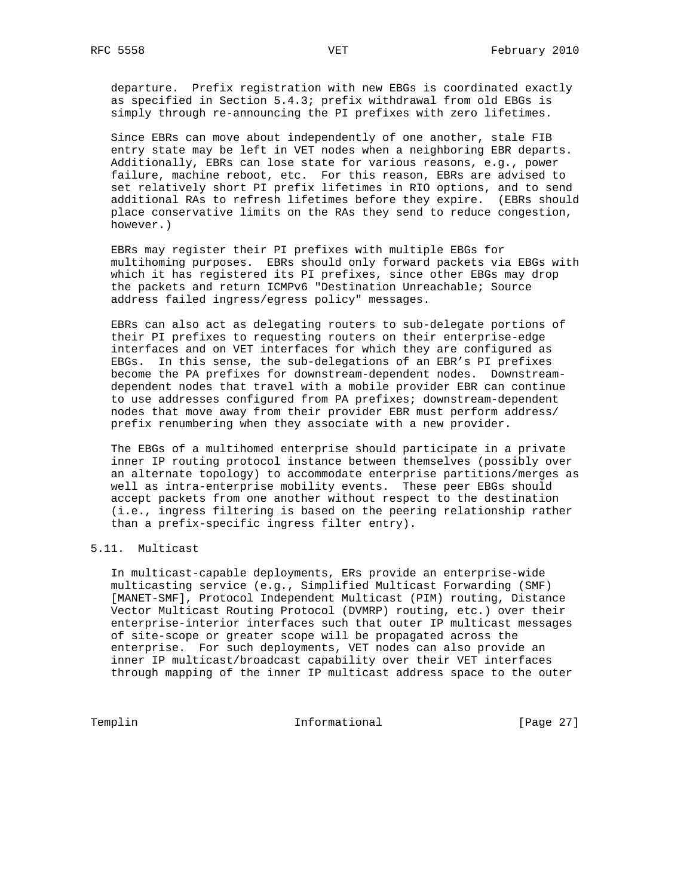departure. Prefix registration with new EBGs is coordinated exactly as specified in Section 5.4.3; prefix withdrawal from old EBGs is simply through re-announcing the PI prefixes with zero lifetimes.

Since EBRs can move about independently of one another, stale FIB entry state may be left in VET nodes when a neighboring EBR departs. Additionally, EBRs can lose state for various reasons, e.g., power failure, machine reboot, etc. For this reason, EBRs are advised to set relatively short PI prefix lifetimes in RIO options, and to send additional RAs to refresh lifetimes before they expire. (EBRs should place conservative limits on the RAs they send to reduce congestion, however.)

EBRs may register their PI prefixes with multiple EBGs for multihoming purposes. EBRs should only forward packets via EBGs with which it has registered its PI prefixes, since other EBGs may drop the packets and return ICMPv6 "Destination Unreachable; Source address failed ingress/egress policy" messages.

EBRs can also act as delegating routers to sub-delegate portions of their PI prefixes to requesting routers on their enterprise-edge interfaces and on VET interfaces for which they are configured as EBGs. In this sense, the sub-delegations of an EBR's PI prefixes become the PA prefixes for downstream-dependent nodes. Downstream-dependent nodes that travel with a mobile provider EBR can continue to use addresses configured from PA prefixes; downstream-dependent nodes that move away from their provider EBR must perform address/prefix renumbering when they associate with a new provider.

The EBGs of a multihomed enterprise should participate in a private inner IP routing protocol instance between themselves (possibly over an alternate topology) to accommodate enterprise partitions/merges as well as intra-enterprise mobility events. These peer EBGs should accept packets from one another without respect to the destination (i.e., ingress filtering is based on the peering relationship rather than a prefix-specific ingress filter entry).

## 5.11. Multicast

In multicast-capable deployments, ERs provide an enterprise-wide multicasting service (e.g., Simplified Multicast Forwarding (SMF) [MANET-SMF], Protocol Independent Multicast (PIM) routing, Distance Vector Multicast Routing Protocol (DVMRP) routing, etc.) over their enterprise-interior interfaces such that outer IP multicast messages of site-scope or greater scope will be propagated across the enterprise. For such deployments, VET nodes can also provide an inner IP multicast/broadcast capability over their VET interfaces through mapping of the inner IP multicast address space to the outer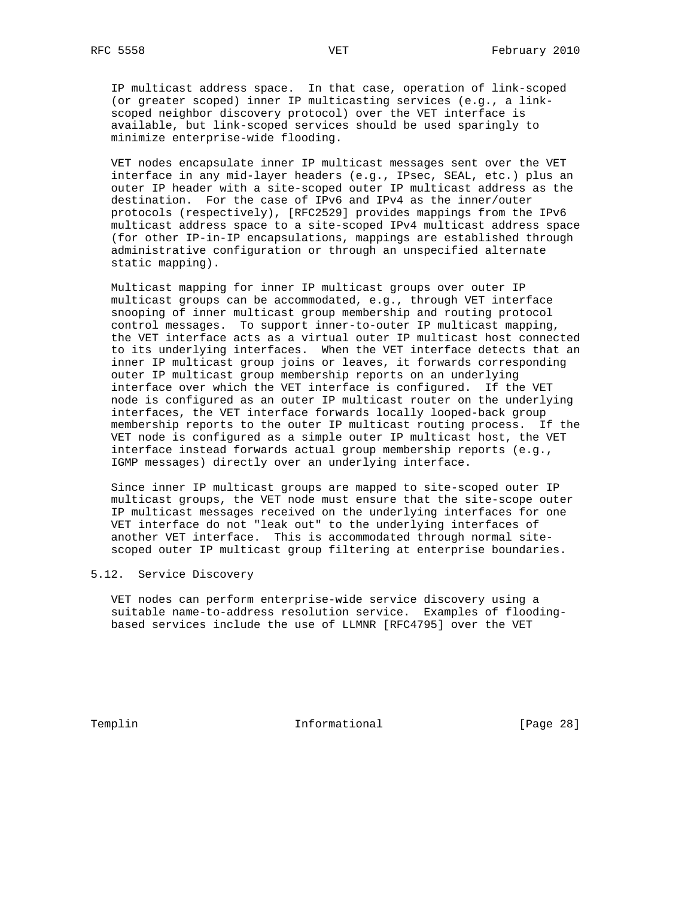IP multicast address space. In that case, operation of link-scoped (or greater scoped) inner IP multicasting services (e.g., a link-scoped neighbor discovery protocol) over the VET interface is available, but link-scoped services should be used sparingly to minimize enterprise-wide flooding.

VET nodes encapsulate inner IP multicast messages sent over the VET interface in any mid-layer headers (e.g., IPsec, SEAL, etc.) plus an outer IP header with a site-scoped outer IP multicast address as the destination. For the case of IPv6 and IPv4 as the inner/outer protocols (respectively), [RFC2529] provides mappings from the IPv6 multicast address space to a site-scoped IPv4 multicast address space (for other IP-in-IP encapsulations, mappings are established through administrative configuration or through an unspecified alternate static mapping).

Multicast mapping for inner IP multicast groups over outer IP multicast groups can be accommodated, e.g., through VET interface snooping of inner multicast group membership and routing protocol control messages. To support inner-to-outer IP multicast mapping, the VET interface acts as a virtual outer IP multicast host connected to its underlying interfaces. When the VET interface detects that an inner IP multicast group joins or leaves, it forwards corresponding outer IP multicast group membership reports on an underlying interface over which the VET interface is configured. If the VET node is configured as an outer IP multicast router on the underlying interfaces, the VET interface forwards locally looped-back group membership reports to the outer IP multicast routing process. If the VET node is configured as a simple outer IP multicast host, the VET interface instead forwards actual group membership reports (e.g., IGMP messages) directly over an underlying interface.

Since inner IP multicast groups are mapped to site-scoped outer IP multicast groups, the VET node must ensure that the site-scope outer IP multicast messages received on the underlying interfaces for one VET interface do not "leak out" to the underlying interfaces of another VET interface. This is accommodated through normal site-scoped outer IP multicast group filtering at enterprise boundaries.

### 5.12. Service Discovery

VET nodes can perform enterprise-wide service discovery using a suitable name-to-address resolution service. Examples of flooding-based services include the use of LLMNR [RFC4795] over the VET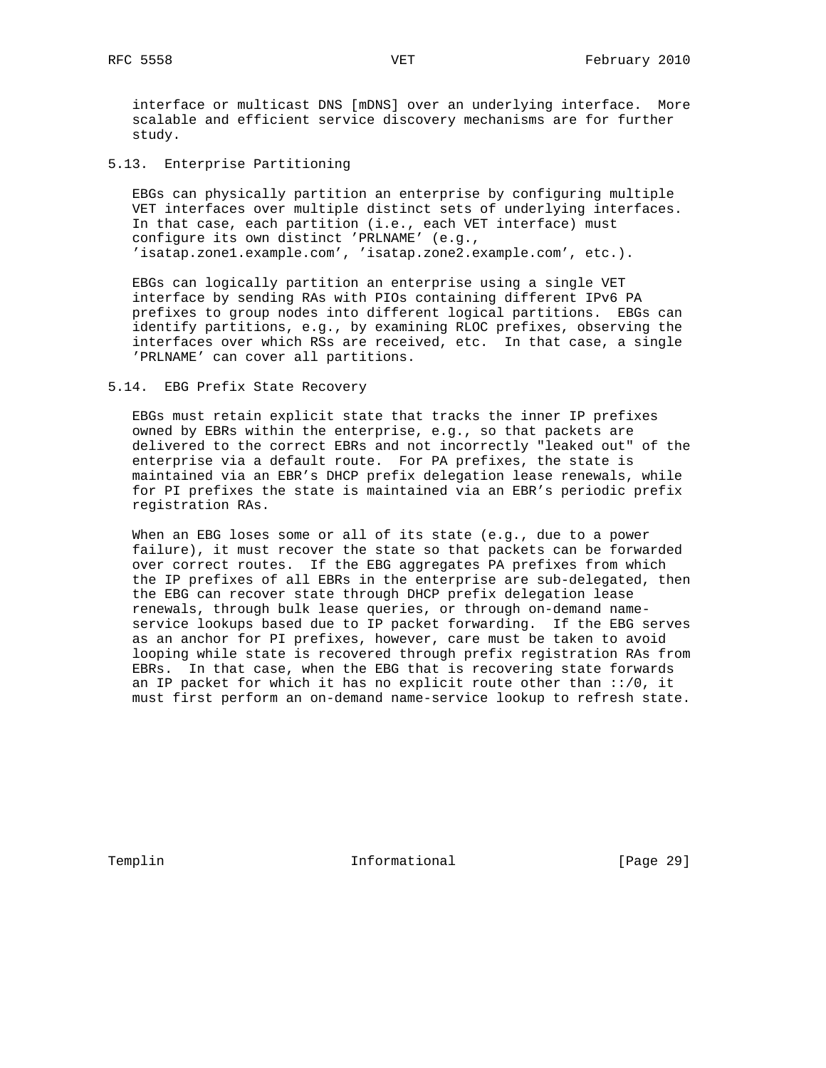interface or multicast DNS [mDNS] over an underlying interface. More scalable and efficient service discovery mechanisms are for further study.

### 5.13. Enterprise Partitioning

EBGs can physically partition an enterprise by configuring multiple VET interfaces over multiple distinct sets of underlying interfaces. In that case, each partition (i.e., each VET interface) must configure its own distinct 'PRLNAME' (e.g., 'isatap.zone1.example.com', 'isatap.zone2.example.com', etc.).

EBGs can logically partition an enterprise using a single VET interface by sending RAs with PIOs containing different IPv6 PA prefixes to group nodes into different logical partitions. EBGs can identify partitions, e.g., by examining RLOC prefixes, observing the interfaces over which RSs are received, etc. In that case, a single 'PRLNAME' can cover all partitions.

### 5.14. EBG Prefix State Recovery

EBGs must retain explicit state that tracks the inner IP prefixes owned by EBRs within the enterprise, e.g., so that packets are delivered to the correct EBRs and not incorrectly "leaked out" of the enterprise via a default route. For PA prefixes, the state is maintained via an EBR's DHCP prefix delegation lease renewals, while for PI prefixes the state is maintained via an EBR's periodic prefix registration RAs.

When an EBG loses some or all of its state (e.g., due to a power failure), it must recover the state so that packets can be forwarded over correct routes. If the EBG aggregates PA prefixes from which the IP prefixes of all EBRs in the enterprise are sub-delegated, then the EBG can recover state through DHCP prefix delegation lease renewals, through bulk lease queries, or through on-demand name-service lookups based due to IP packet forwarding. If the EBG serves as an anchor for PI prefixes, however, care must be taken to avoid looping while state is recovered through prefix registration RAs from EBRs. In that case, when the EBG that is recovering state forwards an IP packet for which it has no explicit route other than ::/0, it must first perform an on-demand name-service lookup to refresh state.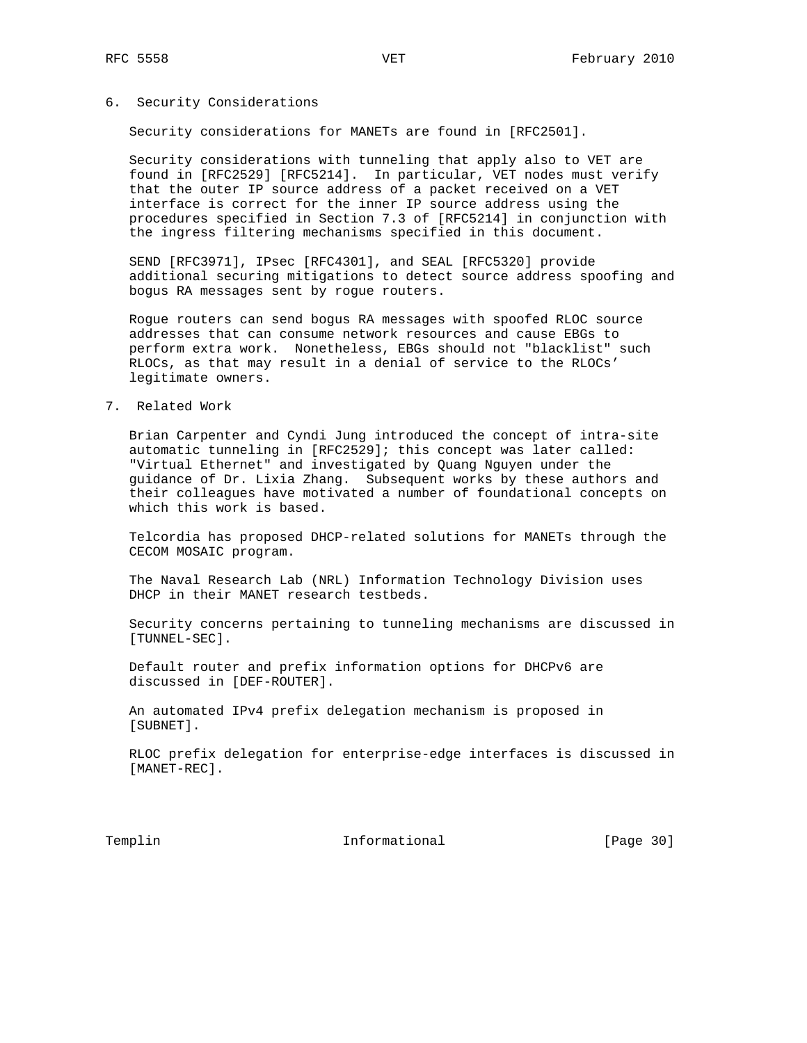## 6. Security Considerations

Security considerations for MANETs are found in [RFC2501].

Security considerations with tunneling that apply also to VET are found in [RFC2529] [RFC5214]. In particular, VET nodes must verify that the outer IP source address of a packet received on a VET interface is correct for the inner IP source address using the procedures specified in Section 7.3 of [RFC5214] in conjunction with the ingress filtering mechanisms specified in this document.

SEND [RFC3971], IPsec [RFC4301], and SEAL [RFC5320] provide additional securing mitigations to detect source address spoofing and bogus RA messages sent by rogue routers.

Rogue routers can send bogus RA messages with spoofed RLOC source addresses that can consume network resources and cause EBGs to perform extra work. Nonetheless, EBGs should not "blacklist" such RLOCs, as that may result in a denial of service to the RLOCs' legitimate owners.

## 7. Related Work

Brian Carpenter and Cyndi Jung introduced the concept of intra-site automatic tunneling in [RFC2529]; this concept was later called: "Virtual Ethernet" and investigated by Quang Nguyen under the guidance of Dr. Lixia Zhang. Subsequent works by these authors and their colleagues have motivated a number of foundational concepts on which this work is based.

Telcordia has proposed DHCP-related solutions for MANETs through the CECOM MOSAIC program.

The Naval Research Lab (NRL) Information Technology Division uses DHCP in their MANET research testbeds.

Security concerns pertaining to tunneling mechanisms are discussed in [TUNNEL-SEC].

Default router and prefix information options for DHCPv6 are discussed in [DEF-ROUTER].

An automated IPv4 prefix delegation mechanism is proposed in [SUBNET].

RLOC prefix delegation for enterprise-edge interfaces is discussed in [MANET-REC].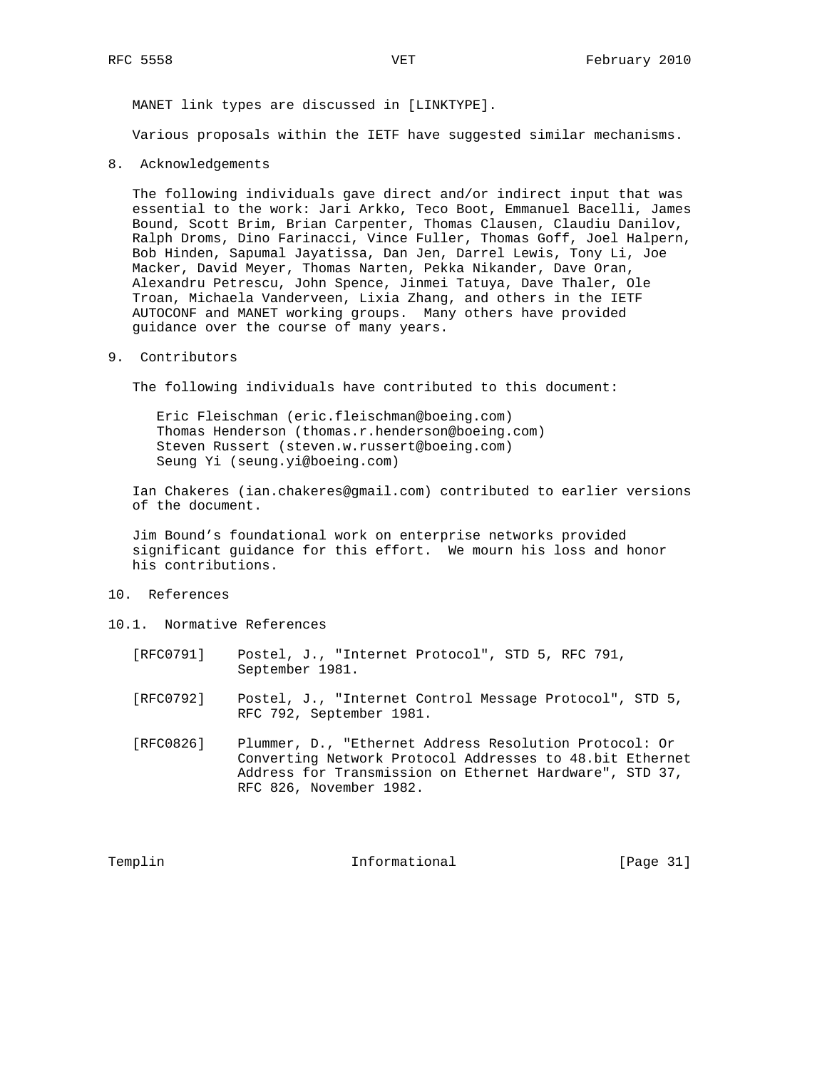MANET link types are discussed in [LINKTYPE].

Various proposals within the IETF have suggested similar mechanisms.

## 8. Acknowledgements

The following individuals gave direct and/or indirect input that was essential to the work: Jari Arkko, Teco Boot, Emmanuel Bacelli, James Bound, Scott Brim, Brian Carpenter, Thomas Clausen, Claudiu Danilov, Ralph Droms, Dino Farinacci, Vince Fuller, Thomas Goff, Joel Halpern, Bob Hinden, Sapumal Jayatissa, Dan Jen, Darrel Lewis, Tony Li, Joe Macker, David Meyer, Thomas Narten, Pekka Nikander, Dave Oran, Alexandru Petrescu, John Spence, Jinmei Tatuya, Dave Thaler, Ole Troan, Michaela Vanderveen, Lixia Zhang, and others in the IETF AUTOCONF and MANET working groups. Many others have provided guidance over the course of many years.

## 9. Contributors

The following individuals have contributed to this document:

Eric Fleischman (eric.fleischman@boeing.com)
Thomas Henderson (thomas.r.henderson@boeing.com)
Steven Russert (steven.w.russert@boeing.com)
Seung Yi (seung.yi@boeing.com)

Ian Chakeres (ian.chakeres@gmail.com) contributed to earlier versions of the document.

Jim Bound's foundational work on enterprise networks provided significant guidance for this effort. We mourn his loss and honor his contributions.

## 10. References

### 10.1. Normative References

[RFC0791] Postel, J., "Internet Protocol", STD 5, RFC 791, September 1981.

[RFC0792] Postel, J., "Internet Control Message Protocol", STD 5, RFC 792, September 1981.

[RFC0826] Plummer, D., "Ethernet Address Resolution Protocol: Or Converting Network Protocol Addresses to 48.bit Ethernet Address for Transmission on Ethernet Hardware", STD 37, RFC 826, November 1982.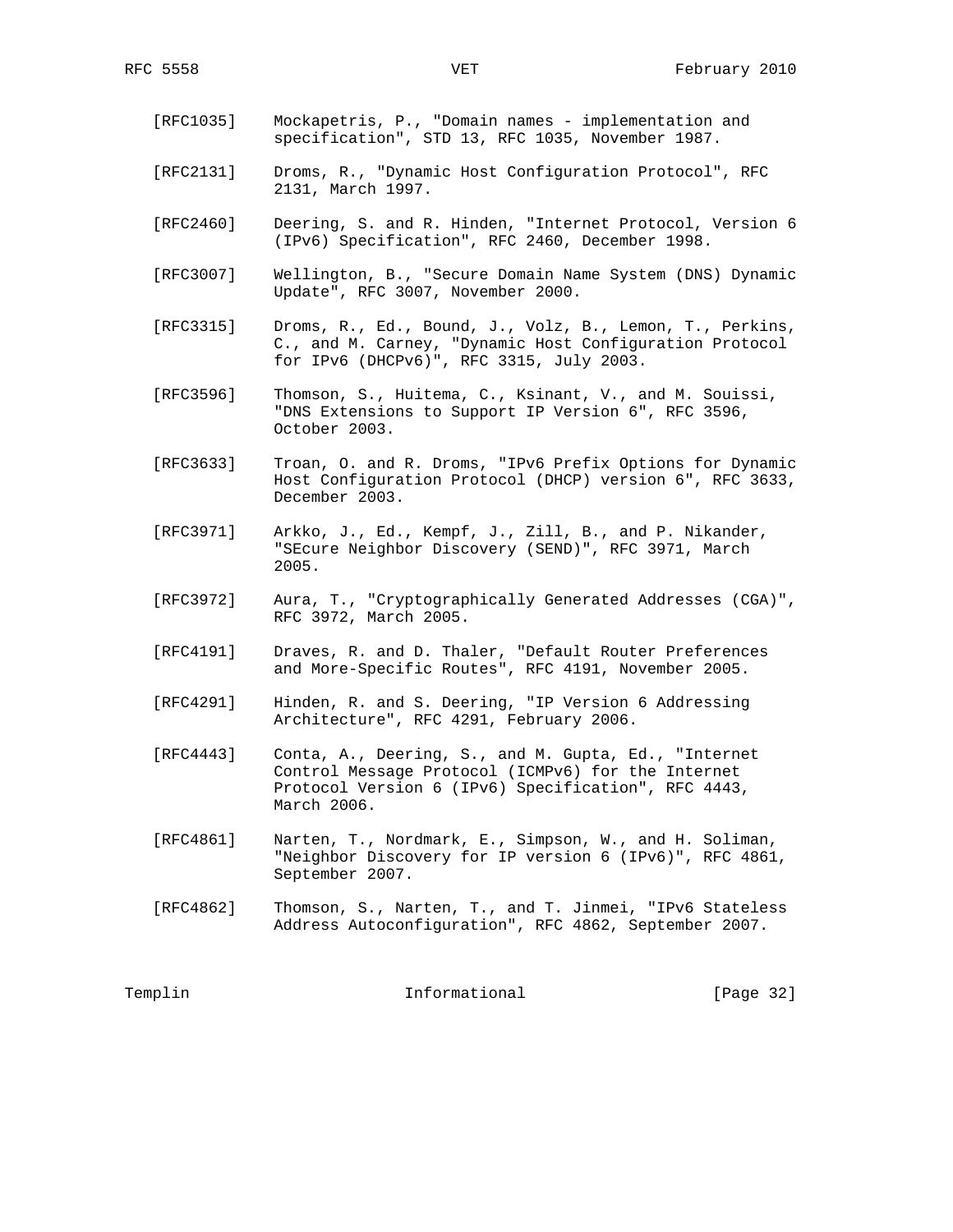[RFC1035] Mockapetris, P., "Domain names - implementation and specification", STD 13, RFC 1035, November 1987.

[RFC2131] Droms, R., "Dynamic Host Configuration Protocol", RFC 2131, March 1997.

[RFC2460] Deering, S. and R. Hinden, "Internet Protocol, Version 6 (IPv6) Specification", RFC 2460, December 1998.

[RFC3007] Wellington, B., "Secure Domain Name System (DNS) Dynamic Update", RFC 3007, November 2000.

[RFC3315] Droms, R., Ed., Bound, J., Volz, B., Lemon, T., Perkins, C., and M. Carney, "Dynamic Host Configuration Protocol for IPv6 (DHCPv6)", RFC 3315, July 2003.

[RFC3596] Thomson, S., Huitema, C., Ksinant, V., and M. Souissi, "DNS Extensions to Support IP Version 6", RFC 3596, October 2003.

[RFC3633] Troan, O. and R. Droms, "IPv6 Prefix Options for Dynamic Host Configuration Protocol (DHCP) version 6", RFC 3633, December 2003.

[RFC3971] Arkko, J., Ed., Kempf, J., Zill, B., and P. Nikander, "SEcure Neighbor Discovery (SEND)", RFC 3971, March 2005.

[RFC3972] Aura, T., "Cryptographically Generated Addresses (CGA)", RFC 3972, March 2005.

[RFC4191] Draves, R. and D. Thaler, "Default Router Preferences and More-Specific Routes", RFC 4191, November 2005.

[RFC4291] Hinden, R. and S. Deering, "IP Version 6 Addressing Architecture", RFC 4291, February 2006.

[RFC4443] Conta, A., Deering, S., and M. Gupta, Ed., "Internet Control Message Protocol (ICMPv6) for the Internet Protocol Version 6 (IPv6) Specification", RFC 4443, March 2006.

[RFC4861] Narten, T., Nordmark, E., Simpson, W., and H. Soliman, "Neighbor Discovery for IP version 6 (IPv6)", RFC 4861, September 2007.

[RFC4862] Thomson, S., Narten, T., and T. Jinmei, "IPv6 Stateless Address Autoconfiguration", RFC 4862, September 2007.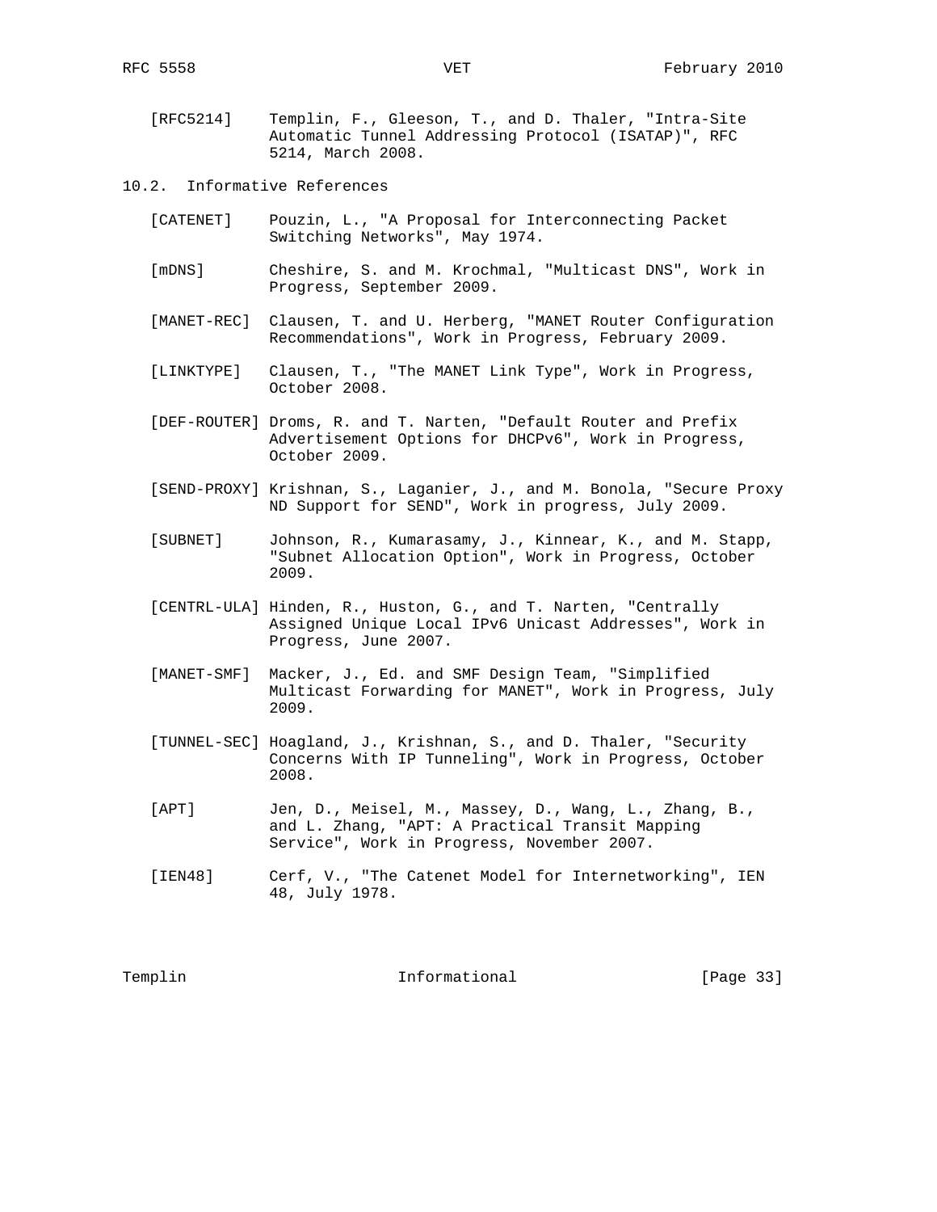[RFC5214] Templin, F., Gleeson, T., and D. Thaler, "Intra-Site Automatic Tunnel Addressing Protocol (ISATAP)", RFC 5214, March 2008.

### 10.2. Informative References

[CATENET] Pouzin, L., "A Proposal for Interconnecting Packet Switching Networks", May 1974.

[mDNS] Cheshire, S. and M. Krochmal, "Multicast DNS", Work in Progress, September 2009.

[MANET-REC] Clausen, T. and U. Herberg, "MANET Router Configuration Recommendations", Work in Progress, February 2009.

[LINKTYPE] Clausen, T., "The MANET Link Type", Work in Progress, October 2008.

[DEF-ROUTER] Droms, R. and T. Narten, "Default Router and Prefix Advertisement Options for DHCPv6", Work in Progress, October 2009.

[SEND-PROXY] Krishnan, S., Laganier, J., and M. Bonola, "Secure Proxy ND Support for SEND", Work in progress, July 2009.

[SUBNET] Johnson, R., Kumarasamy, J., Kinnear, K., and M. Stapp, "Subnet Allocation Option", Work in Progress, October 2009.

[CENTRL-ULA] Hinden, R., Huston, G., and T. Narten, "Centrally Assigned Unique Local IPv6 Unicast Addresses", Work in Progress, June 2007.

[MANET-SMF] Macker, J., Ed. and SMF Design Team, "Simplified Multicast Forwarding for MANET", Work in Progress, July 2009.

[TUNNEL-SEC] Hoagland, J., Krishnan, S., and D. Thaler, "Security Concerns With IP Tunneling", Work in Progress, October 2008.

[APT] Jen, D., Meisel, M., Massey, D., Wang, L., Zhang, B., and L. Zhang, "APT: A Practical Transit Mapping Service", Work in Progress, November 2007.

[IEN48] Cerf, V., "The Catenet Model for Internetworking", IEN 48, July 1978.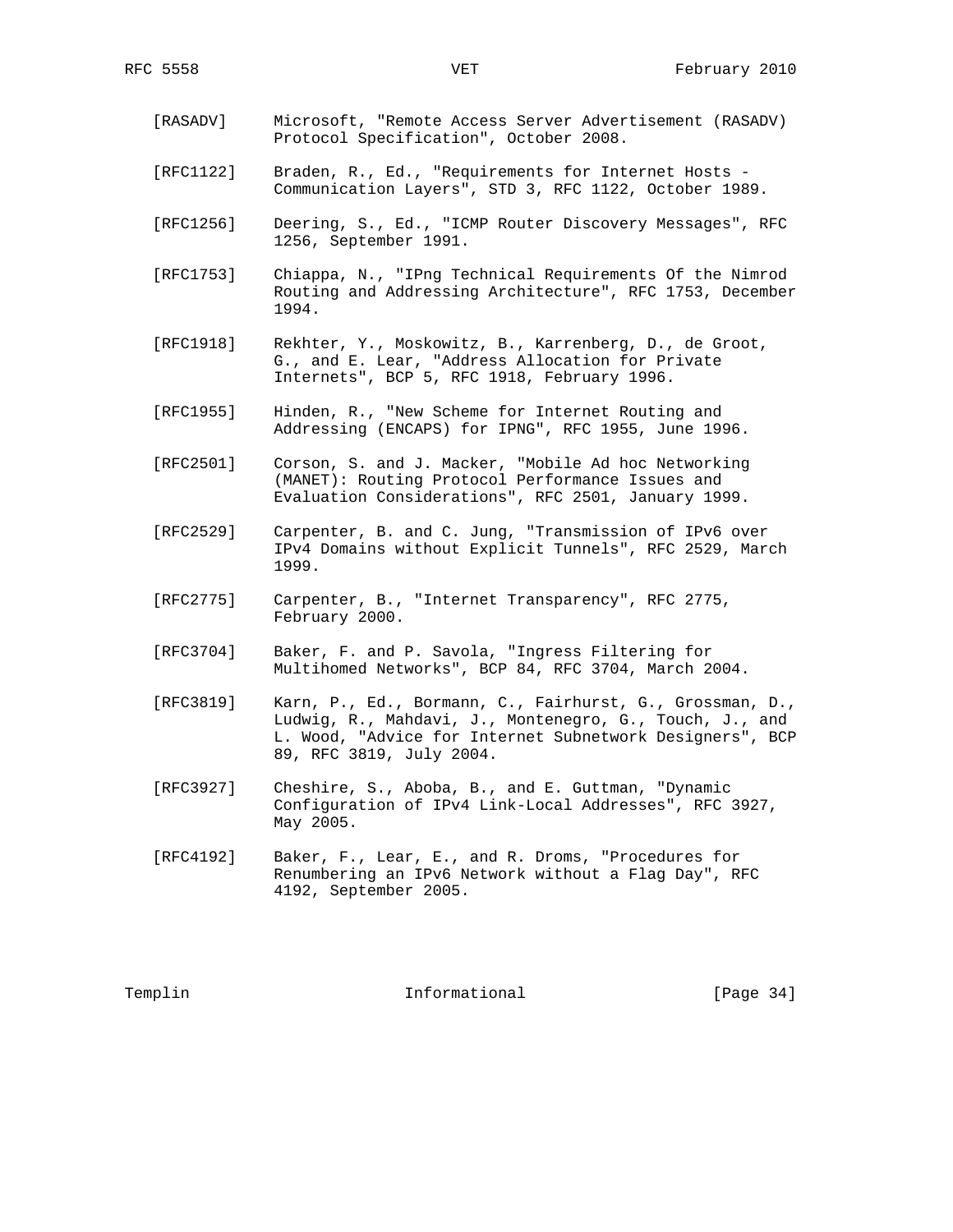[RASADV] Microsoft, "Remote Access Server Advertisement (RASADV) Protocol Specification", October 2008.

[RFC1122] Braden, R., Ed., "Requirements for Internet Hosts - Communication Layers", STD 3, RFC 1122, October 1989.

[RFC1256] Deering, S., Ed., "ICMP Router Discovery Messages", RFC 1256, September 1991.

[RFC1753] Chiappa, N., "IPng Technical Requirements Of the Nimrod Routing and Addressing Architecture", RFC 1753, December 1994.

[RFC1918] Rekhter, Y., Moskowitz, B., Karrenberg, D., de Groot, G., and E. Lear, "Address Allocation for Private Internets", BCP 5, RFC 1918, February 1996.

[RFC1955] Hinden, R., "New Scheme for Internet Routing and Addressing (ENCAPS) for IPNG", RFC 1955, June 1996.

[RFC2501] Corson, S. and J. Macker, "Mobile Ad hoc Networking (MANET): Routing Protocol Performance Issues and Evaluation Considerations", RFC 2501, January 1999.

[RFC2529] Carpenter, B. and C. Jung, "Transmission of IPv6 over IPv4 Domains without Explicit Tunnels", RFC 2529, March 1999.

[RFC2775] Carpenter, B., "Internet Transparency", RFC 2775, February 2000.

[RFC3704] Baker, F. and P. Savola, "Ingress Filtering for Multihomed Networks", BCP 84, RFC 3704, March 2004.

[RFC3819] Karn, P., Ed., Bormann, C., Fairhurst, G., Grossman, D., Ludwig, R., Mahdavi, J., Montenegro, G., Touch, J., and L. Wood, "Advice for Internet Subnetwork Designers", BCP 89, RFC 3819, July 2004.

[RFC3927] Cheshire, S., Aboba, B., and E. Guttman, "Dynamic Configuration of IPv4 Link-Local Addresses", RFC 3927, May 2005.

[RFC4192] Baker, F., Lear, E., and R. Droms, "Procedures for Renumbering an IPv6 Network without a Flag Day", RFC 4192, September 2005.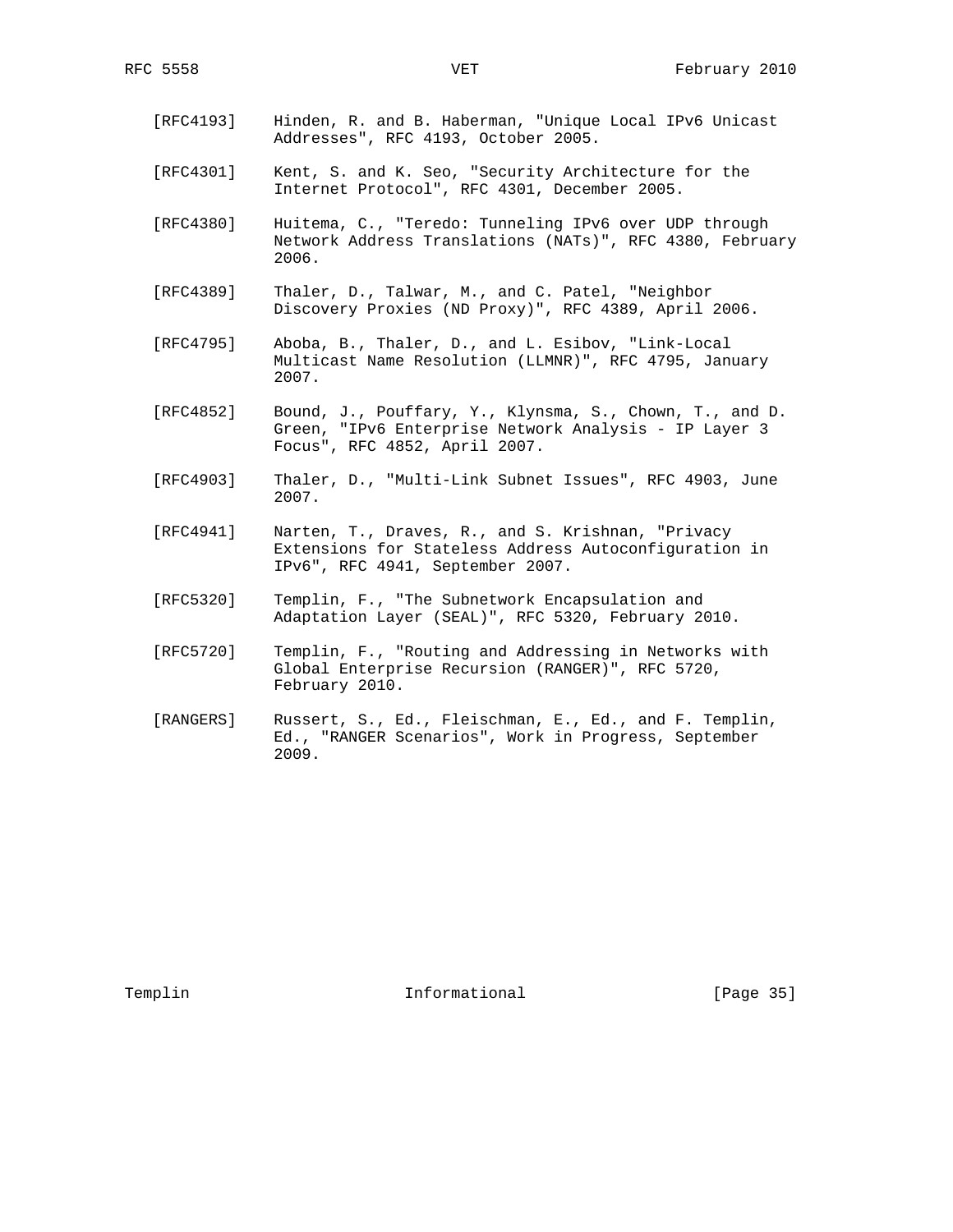[RFC4193] Hinden, R. and B. Haberman, "Unique Local IPv6 Unicast Addresses", RFC 4193, October 2005.

[RFC4301] Kent, S. and K. Seo, "Security Architecture for the Internet Protocol", RFC 4301, December 2005.

[RFC4380] Huitema, C., "Teredo: Tunneling IPv6 over UDP through Network Address Translations (NATs)", RFC 4380, February 2006.

[RFC4389] Thaler, D., Talwar, M., and C. Patel, "Neighbor Discovery Proxies (ND Proxy)", RFC 4389, April 2006.

[RFC4795] Aboba, B., Thaler, D., and L. Esibov, "Link-Local Multicast Name Resolution (LLMNR)", RFC 4795, January 2007.

[RFC4852] Bound, J., Pouffary, Y., Klynsma, S., Chown, T., and D. Green, "IPv6 Enterprise Network Analysis - IP Layer 3 Focus", RFC 4852, April 2007.

[RFC4903] Thaler, D., "Multi-Link Subnet Issues", RFC 4903, June 2007.

[RFC4941] Narten, T., Draves, R., and S. Krishnan, "Privacy Extensions for Stateless Address Autoconfiguration in IPv6", RFC 4941, September 2007.

[RFC5320] Templin, F., "The Subnetwork Encapsulation and Adaptation Layer (SEAL)", RFC 5320, February 2010.

[RFC5720] Templin, F., "Routing and Addressing in Networks with Global Enterprise Recursion (RANGER)", RFC 5720, February 2010.

[RANGERS] Russert, S., Ed., Fleischman, E., Ed., and F. Templin, Ed., "RANGER Scenarios", Work in Progress, September 2009.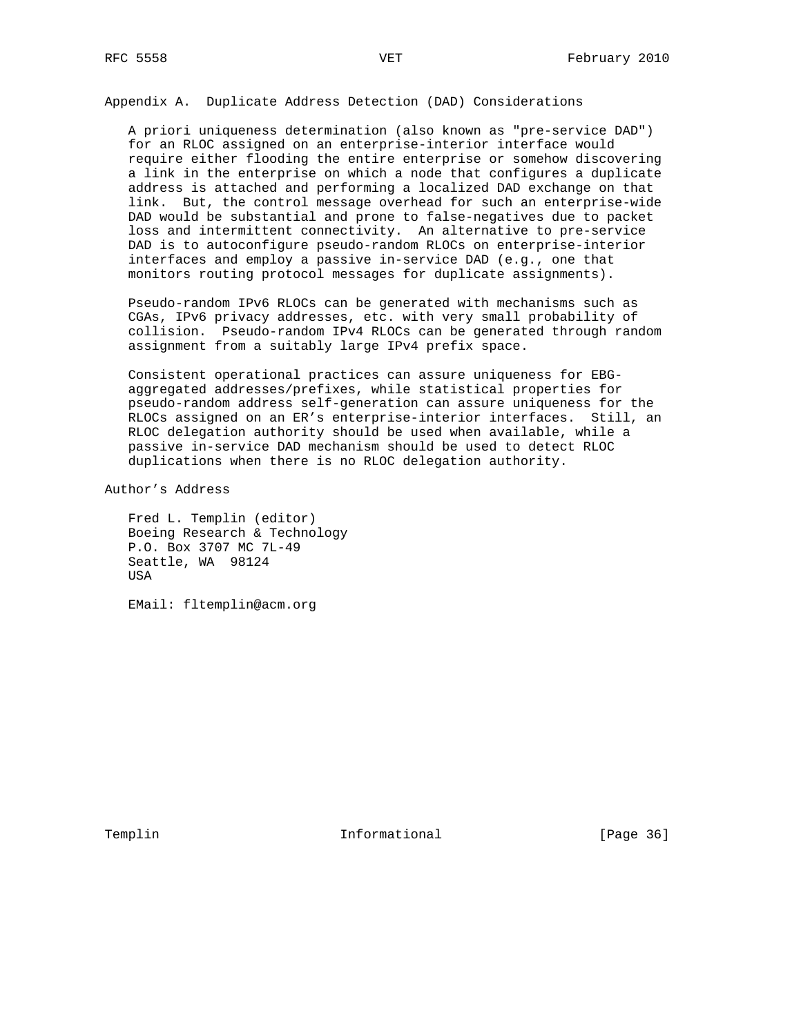## Appendix A. Duplicate Address Detection (DAD) Considerations

A priori uniqueness determination (also known as "pre-service DAD") for an RLOC assigned on an enterprise-interior interface would require either flooding the entire enterprise or somehow discovering a link in the enterprise on which a node that configures a duplicate address is attached and performing a localized DAD exchange on that link. But, the control message overhead for such an enterprise-wide DAD would be substantial and prone to false-negatives due to packet loss and intermittent connectivity. An alternative to pre-service DAD is to autoconfigure pseudo-random RLOCs on enterprise-interior interfaces and employ a passive in-service DAD (e.g., one that monitors routing protocol messages for duplicate assignments).

Pseudo-random IPv6 RLOCs can be generated with mechanisms such as CGAs, IPv6 privacy addresses, etc. with very small probability of collision. Pseudo-random IPv4 RLOCs can be generated through random assignment from a suitably large IPv4 prefix space.

Consistent operational practices can assure uniqueness for EBG-aggregated addresses/prefixes, while statistical properties for pseudo-random address self-generation can assure uniqueness for the RLOCs assigned on an ER's enterprise-interior interfaces. Still, an RLOC delegation authority should be used when available, while a passive in-service DAD mechanism should be used to detect RLOC duplications when there is no RLOC delegation authority.

## Author's Address

Fred L. Templin (editor)
Boeing Research & Technology
P.O. Box 3707 MC 7L-49
Seattle, WA 98124
USA

EMail: fltemplin@acm.org